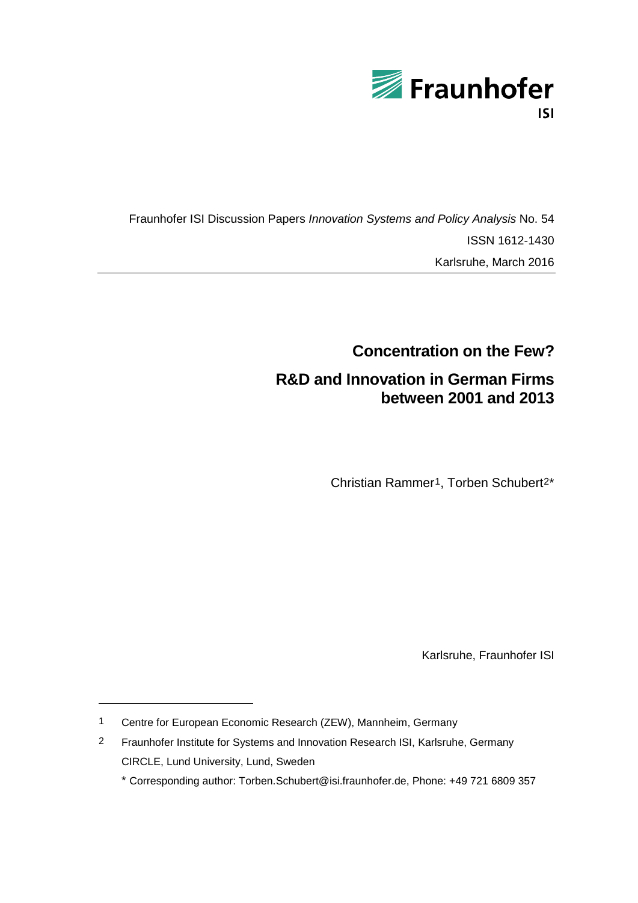Fraunhofer ISI Discussion Papers *Innovation Systems and Policy Analysis* No. 54

ISSN 1612-1430

Karlsruhe, March 2016

---

# Concentration on the Few?

# R&D and Innovation in German Firms between 2001 and 2013

Christian Rammer[1], Torben Schubert[2]*

Karlsruhe, Fraunhofer ISI

---

[1] Centre for European Economic Research (ZEW), Mannheim, Germany

[2] Fraunhofer Institute for Systems and Innovation Research ISI, Karlsruhe, Germany
CIRCLE, Lund University, Lund, Sweden

\* Corresponding author: Torben.Schubert@isi.fraunhofer.de, Phone: +49 721 6809 357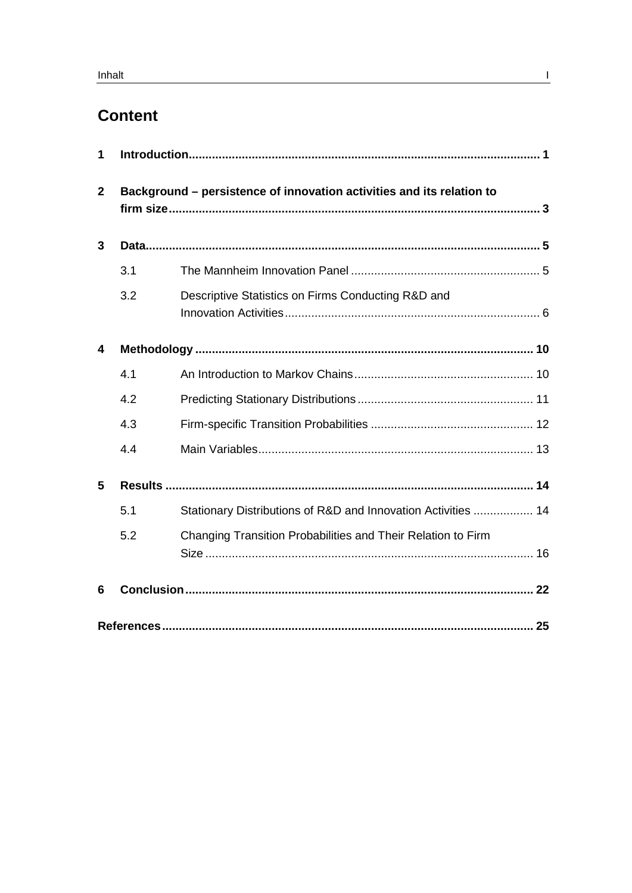# Content

1 **Introduction** ... 1

2 **Background – persistence of innovation activities and its relation to firm size** ... 3

3 **Data** ... 5

- 3.1 The Mannheim Innovation Panel ... 5
- 3.2 Descriptive Statistics on Firms Conducting R&D and Innovation Activities ... 6

4 **Methodology** ... 10

- 4.1 An Introduction to Markov Chains ... 10
- 4.2 Predicting Stationary Distributions ... 11
- 4.3 Firm-specific Transition Probabilities ... 12
- 4.4 Main Variables ... 13

5 **Results** ... 14

- 5.1 Stationary Distributions of R&D and Innovation Activities ... 14
- 5.2 Changing Transition Probabilities and Their Relation to Firm Size ... 16

6 **Conclusion** ... 22

**References** ... 25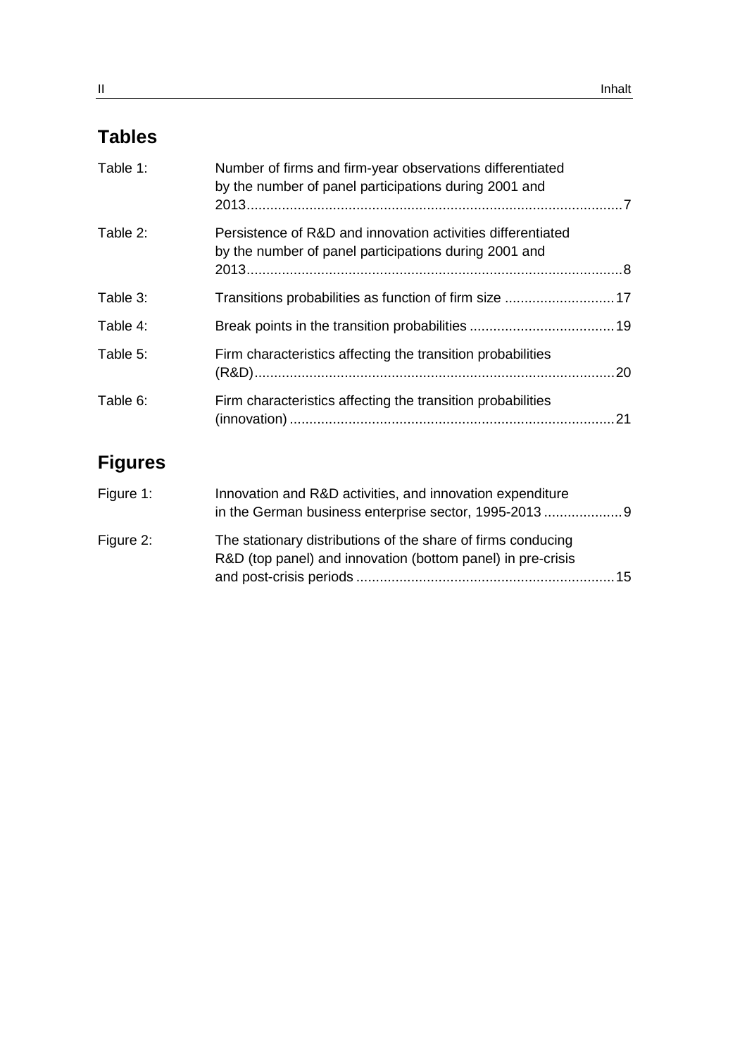## Tables

| | | |
|---|---|---|
| Table 1: | Number of firms and firm-year observations differentiated by the number of panel participations during 2001 and 2013 | 7 |
| Table 2: | Persistence of R&D and innovation activities differentiated by the number of panel participations during 2001 and 2013 | 8 |
| Table 3: | Transitions probabilities as function of firm size | 17 |
| Table 4: | Break points in the transition probabilities | 19 |
| Table 5: | Firm characteristics affecting the transition probabilities (R&D) | 20 |
| Table 6: | Firm characteristics affecting the transition probabilities (innovation) | 21 |

## Figures

| | | |
|---|---|---|
| Figure 1: | Innovation and R&D activities, and innovation expenditure in the German business enterprise sector, 1995-2013 | 9 |
| Figure 2: | The stationary distributions of the share of firms conducing R&D (top panel) and innovation (bottom panel) in pre-crisis and post-crisis periods | 15 |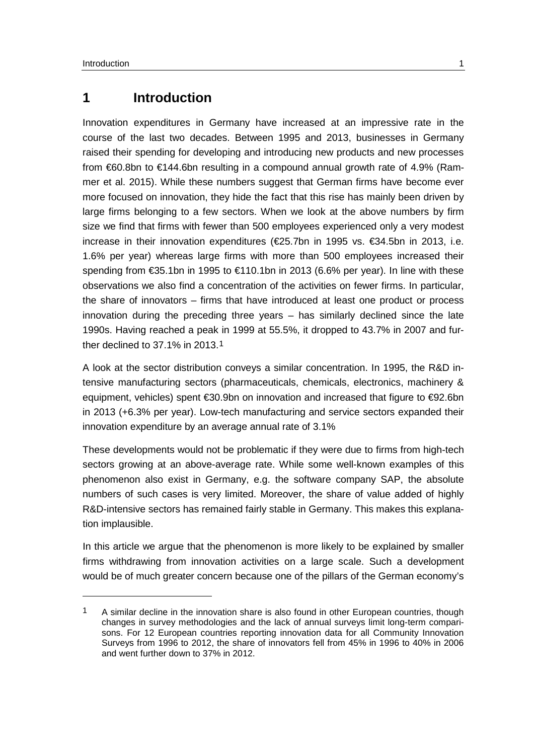# 1 Introduction

Innovation expenditures in Germany have increased at an impressive rate in the course of the last two decades. Between 1995 and 2013, businesses in Germany raised their spending for developing and introducing new products and new processes from €60.8bn to €144.6bn resulting in a compound annual growth rate of 4.9% (Rammer et al. 2015). While these numbers suggest that German firms have become ever more focused on innovation, they hide the fact that this rise has mainly been driven by large firms belonging to a few sectors. When we look at the above numbers by firm size we find that firms with fewer than 500 employees experienced only a very modest increase in their innovation expenditures (€25.7bn in 1995 vs. €34.5bn in 2013, i.e. 1.6% per year) whereas large firms with more than 500 employees increased their spending from €35.1bn in 1995 to €110.1bn in 2013 (6.6% per year). In line with these observations we also find a concentration of the activities on fewer firms. In particular, the share of innovators – firms that have introduced at least one product or process innovation during the preceding three years – has similarly declined since the late 1990s. Having reached a peak in 1999 at 55.5%, it dropped to 43.7% in 2007 and further declined to 37.1% in 2013.[1]

A look at the sector distribution conveys a similar concentration. In 1995, the R&D intensive manufacturing sectors (pharmaceuticals, chemicals, electronics, machinery & equipment, vehicles) spent €30.9bn on innovation and increased that figure to €92.6bn in 2013 (+6.3% per year). Low-tech manufacturing and service sectors expanded their innovation expenditure by an average annual rate of 3.1%

These developments would not be problematic if they were due to firms from high-tech sectors growing at an above-average rate. While some well-known examples of this phenomenon also exist in Germany, e.g. the software company SAP, the absolute numbers of such cases is very limited. Moreover, the share of value added of highly R&D-intensive sectors has remained fairly stable in Germany. This makes this explanation implausible.

In this article we argue that the phenomenon is more likely to be explained by smaller firms withdrawing from innovation activities on a large scale. Such a development would be of much greater concern because one of the pillars of the German economy's

[1] A similar decline in the innovation share is also found in other European countries, though changes in survey methodologies and the lack of annual surveys limit long-term comparisons. For 12 European countries reporting innovation data for all Community Innovation Surveys from 1996 to 2012, the share of innovators fell from 45% in 1996 to 40% in 2006 and went further down to 37% in 2012.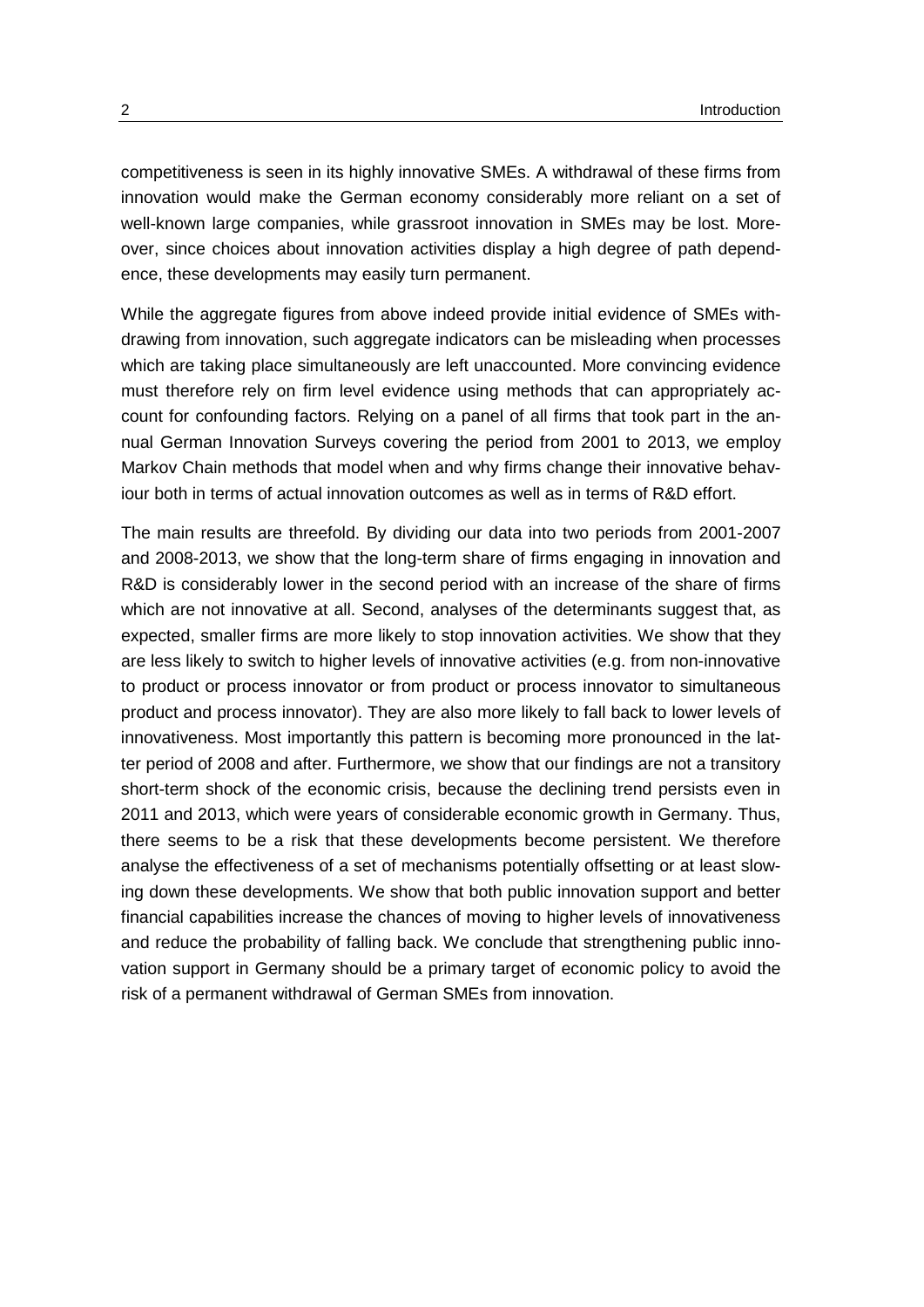competitiveness is seen in its highly innovative SMEs. A withdrawal of these firms from innovation would make the German economy considerably more reliant on a set of well-known large companies, while grassroot innovation in SMEs may be lost. Moreover, since choices about innovation activities display a high degree of path dependence, these developments may easily turn permanent.

While the aggregate figures from above indeed provide initial evidence of SMEs withdrawing from innovation, such aggregate indicators can be misleading when processes which are taking place simultaneously are left unaccounted. More convincing evidence must therefore rely on firm level evidence using methods that can appropriately account for confounding factors. Relying on a panel of all firms that took part in the annual German Innovation Surveys covering the period from 2001 to 2013, we employ Markov Chain methods that model when and why firms change their innovative behaviour both in terms of actual innovation outcomes as well as in terms of R&D effort.

The main results are threefold. By dividing our data into two periods from 2001-2007 and 2008-2013, we show that the long-term share of firms engaging in innovation and R&D is considerably lower in the second period with an increase of the share of firms which are not innovative at all. Second, analyses of the determinants suggest that, as expected, smaller firms are more likely to stop innovation activities. We show that they are less likely to switch to higher levels of innovative activities (e.g. from non-innovative to product or process innovator or from product or process innovator to simultaneous product and process innovator). They are also more likely to fall back to lower levels of innovativeness. Most importantly this pattern is becoming more pronounced in the latter period of 2008 and after. Furthermore, we show that our findings are not a transitory short-term shock of the economic crisis, because the declining trend persists even in 2011 and 2013, which were years of considerable economic growth in Germany. Thus, there seems to be a risk that these developments become persistent. We therefore analyse the effectiveness of a set of mechanisms potentially offsetting or at least slowing down these developments. We show that both public innovation support and better financial capabilities increase the chances of moving to higher levels of innovativeness and reduce the probability of falling back. We conclude that strengthening public innovation support in Germany should be a primary target of economic policy to avoid the risk of a permanent withdrawal of German SMEs from innovation.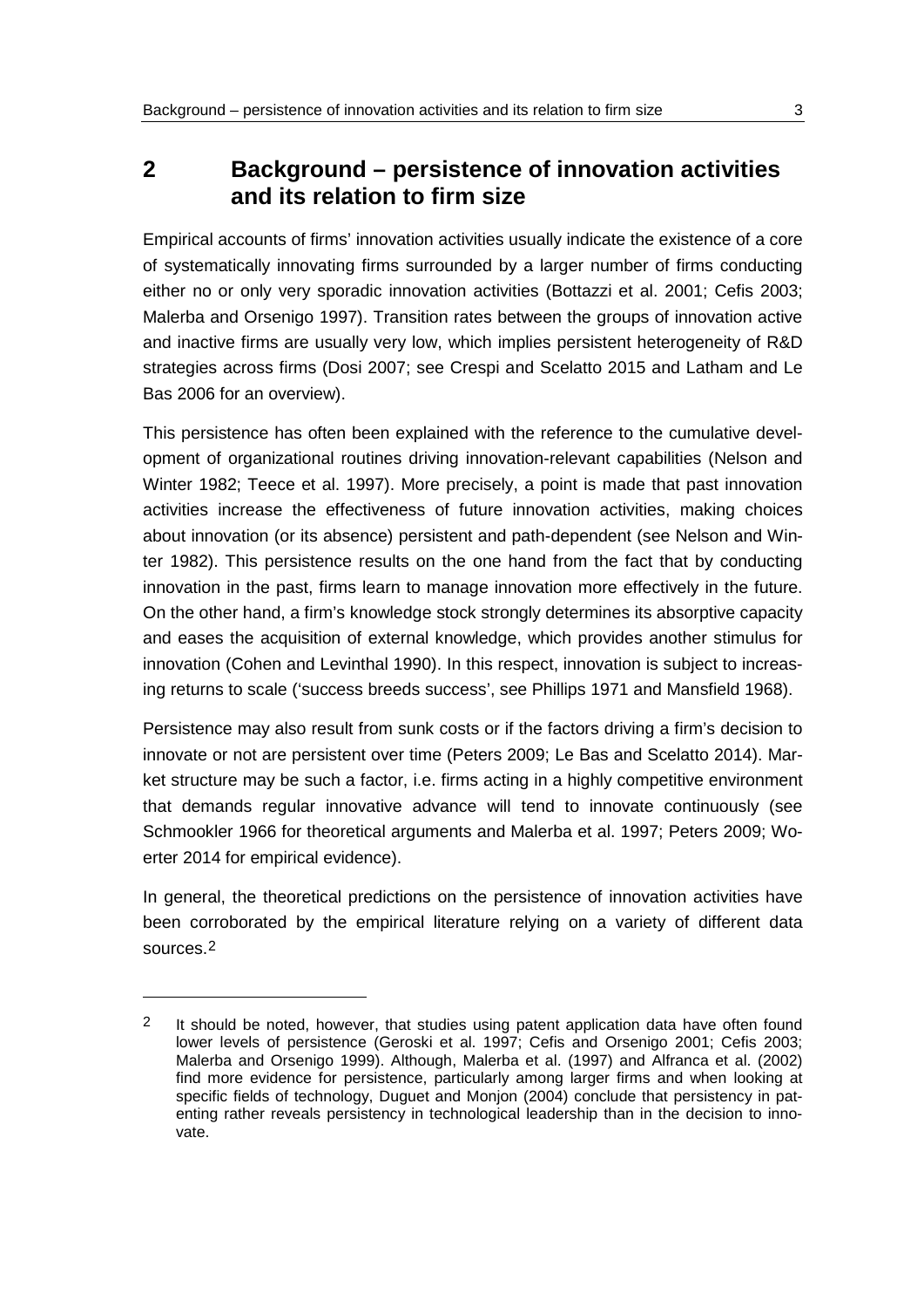## 2 Background – persistence of innovation activities and its relation to firm size

Empirical accounts of firms' innovation activities usually indicate the existence of a core of systematically innovating firms surrounded by a larger number of firms conducting either no or only very sporadic innovation activities (Bottazzi et al. 2001; Cefis 2003; Malerba and Orsenigo 1997). Transition rates between the groups of innovation active and inactive firms are usually very low, which implies persistent heterogeneity of R&D strategies across firms (Dosi 2007; see Crespi and Scelatto 2015 and Latham and Le Bas 2006 for an overview).

This persistence has often been explained with the reference to the cumulative development of organizational routines driving innovation-relevant capabilities (Nelson and Winter 1982; Teece et al. 1997). More precisely, a point is made that past innovation activities increase the effectiveness of future innovation activities, making choices about innovation (or its absence) persistent and path-dependent (see Nelson and Winter 1982). This persistence results on the one hand from the fact that by conducting innovation in the past, firms learn to manage innovation more effectively in the future. On the other hand, a firm's knowledge stock strongly determines its absorptive capacity and eases the acquisition of external knowledge, which provides another stimulus for innovation (Cohen and Levinthal 1990). In this respect, innovation is subject to increasing returns to scale ('success breeds success', see Phillips 1971 and Mansfield 1968).

Persistence may also result from sunk costs or if the factors driving a firm's decision to innovate or not are persistent over time (Peters 2009; Le Bas and Scelatto 2014). Market structure may be such a factor, i.e. firms acting in a highly competitive environment that demands regular innovative advance will tend to innovate continuously (see Schmookler 1966 for theoretical arguments and Malerba et al. 1997; Peters 2009; Woerter 2014 for empirical evidence).

In general, the theoretical predictions on the persistence of innovation activities have been corroborated by the empirical literature relying on a variety of different data sources.[2]

[2] It should be noted, however, that studies using patent application data have often found lower levels of persistence (Geroski et al. 1997; Cefis and Orsenigo 2001; Cefis 2003; Malerba and Orsenigo 1999). Although, Malerba et al. (1997) and Alfranca et al. (2002) find more evidence for persistence, particularly among larger firms and when looking at specific fields of technology, Duguet and Monjon (2004) conclude that persistency in patenting rather reveals persistency in technological leadership than in the decision to innovate.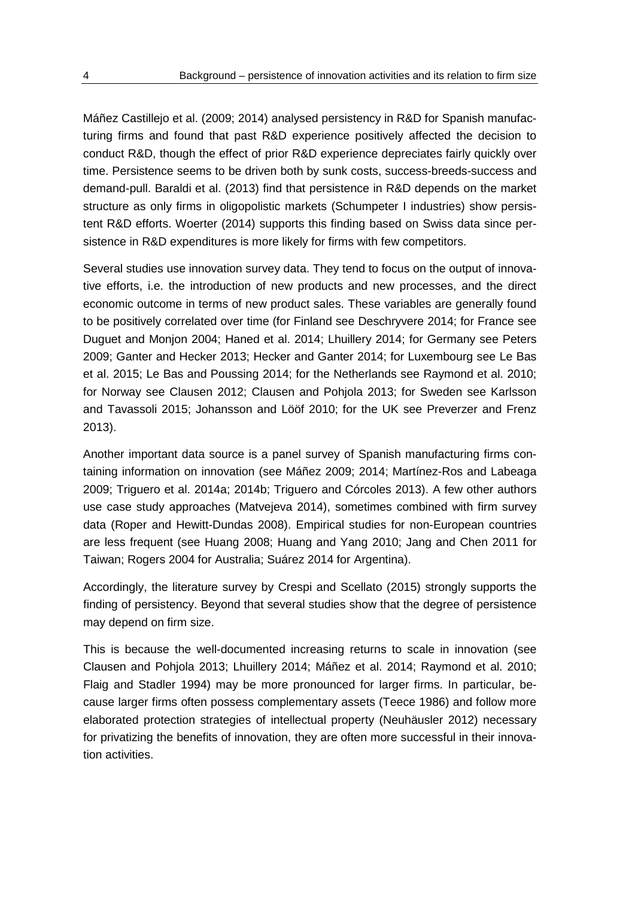Máñez Castillejo et al. (2009; 2014) analysed persistency in R&D for Spanish manufacturing firms and found that past R&D experience positively affected the decision to conduct R&D, though the effect of prior R&D experience depreciates fairly quickly over time. Persistence seems to be driven both by sunk costs, success-breeds-success and demand-pull. Baraldi et al. (2013) find that persistence in R&D depends on the market structure as only firms in oligopolistic markets (Schumpeter I industries) show persistent R&D efforts. Woerter (2014) supports this finding based on Swiss data since persistence in R&D expenditures is more likely for firms with few competitors.

Several studies use innovation survey data. They tend to focus on the output of innovative efforts, i.e. the introduction of new products and new processes, and the direct economic outcome in terms of new product sales. These variables are generally found to be positively correlated over time (for Finland see Deschryvere 2014; for France see Duguet and Monjon 2004; Haned et al. 2014; Lhuillery 2014; for Germany see Peters 2009; Ganter and Hecker 2013; Hecker and Ganter 2014; for Luxembourg see Le Bas et al. 2015; Le Bas and Poussing 2014; for the Netherlands see Raymond et al. 2010; for Norway see Clausen 2012; Clausen and Pohjola 2013; for Sweden see Karlsson and Tavassoli 2015; Johansson and Lööf 2010; for the UK see Preverzer and Frenz 2013).

Another important data source is a panel survey of Spanish manufacturing firms containing information on innovation (see Máñez 2009; 2014; Martínez-Ros and Labeaga 2009; Triguero et al. 2014a; 2014b; Triguero and Córcoles 2013). A few other authors use case study approaches (Matvejeva 2014), sometimes combined with firm survey data (Roper and Hewitt-Dundas 2008). Empirical studies for non-European countries are less frequent (see Huang 2008; Huang and Yang 2010; Jang and Chen 2011 for Taiwan; Rogers 2004 for Australia; Suárez 2014 for Argentina).

Accordingly, the literature survey by Crespi and Scellato (2015) strongly supports the finding of persistency. Beyond that several studies show that the degree of persistence may depend on firm size.

This is because the well-documented increasing returns to scale in innovation (see Clausen and Pohjola 2013; Lhuillery 2014; Máñez et al. 2014; Raymond et al. 2010; Flaig and Stadler 1994) may be more pronounced for larger firms. In particular, because larger firms often possess complementary assets (Teece 1986) and follow more elaborated protection strategies of intellectual property (Neuhäusler 2012) necessary for privatizing the benefits of innovation, they are often more successful in their innovation activities.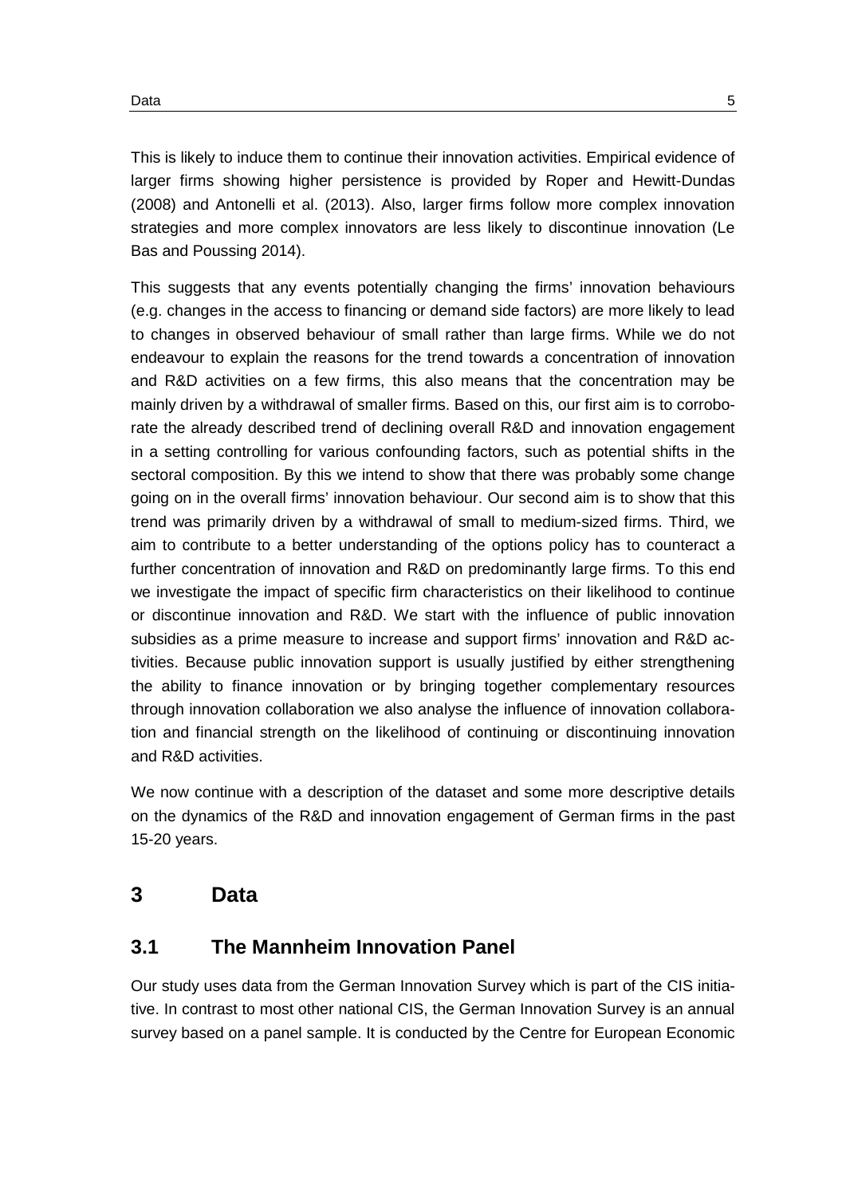This is likely to induce them to continue their innovation activities. Empirical evidence of larger firms showing higher persistence is provided by Roper and Hewitt-Dundas (2008) and Antonelli et al. (2013). Also, larger firms follow more complex innovation strategies and more complex innovators are less likely to discontinue innovation (Le Bas and Poussing 2014).

This suggests that any events potentially changing the firms' innovation behaviours (e.g. changes in the access to financing or demand side factors) are more likely to lead to changes in observed behaviour of small rather than large firms. While we do not endeavour to explain the reasons for the trend towards a concentration of innovation and R&D activities on a few firms, this also means that the concentration may be mainly driven by a withdrawal of smaller firms. Based on this, our first aim is to corroborate the already described trend of declining overall R&D and innovation engagement in a setting controlling for various confounding factors, such as potential shifts in the sectoral composition. By this we intend to show that there was probably some change going on in the overall firms' innovation behaviour. Our second aim is to show that this trend was primarily driven by a withdrawal of small to medium-sized firms. Third, we aim to contribute to a better understanding of the options policy has to counteract a further concentration of innovation and R&D on predominantly large firms. To this end we investigate the impact of specific firm characteristics on their likelihood to continue or discontinue innovation and R&D. We start with the influence of public innovation subsidies as a prime measure to increase and support firms' innovation and R&D activities. Because public innovation support is usually justified by either strengthening the ability to finance innovation or by bringing together complementary resources through innovation collaboration we also analyse the influence of innovation collaboration and financial strength on the likelihood of continuing or discontinuing innovation and R&D activities.

We now continue with a description of the dataset and some more descriptive details on the dynamics of the R&D and innovation engagement of German firms in the past 15-20 years.

# 3 Data

## 3.1 The Mannheim Innovation Panel

Our study uses data from the German Innovation Survey which is part of the CIS initiative. In contrast to most other national CIS, the German Innovation Survey is an annual survey based on a panel sample. It is conducted by the Centre for European Economic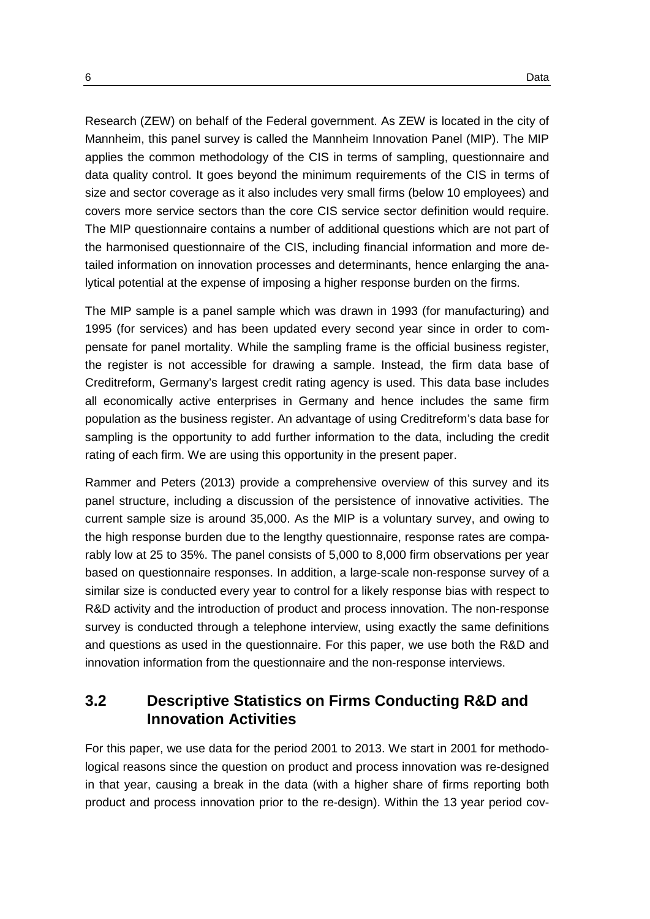Research (ZEW) on behalf of the Federal government. As ZEW is located in the city of Mannheim, this panel survey is called the Mannheim Innovation Panel (MIP). The MIP applies the common methodology of the CIS in terms of sampling, questionnaire and data quality control. It goes beyond the minimum requirements of the CIS in terms of size and sector coverage as it also includes very small firms (below 10 employees) and covers more service sectors than the core CIS service sector definition would require. The MIP questionnaire contains a number of additional questions which are not part of the harmonised questionnaire of the CIS, including financial information and more detailed information on innovation processes and determinants, hence enlarging the analytical potential at the expense of imposing a higher response burden on the firms.

The MIP sample is a panel sample which was drawn in 1993 (for manufacturing) and 1995 (for services) and has been updated every second year since in order to compensate for panel mortality. While the sampling frame is the official business register, the register is not accessible for drawing a sample. Instead, the firm data base of Creditreform, Germany's largest credit rating agency is used. This data base includes all economically active enterprises in Germany and hence includes the same firm population as the business register. An advantage of using Creditreform's data base for sampling is the opportunity to add further information to the data, including the credit rating of each firm. We are using this opportunity in the present paper.

Rammer and Peters (2013) provide a comprehensive overview of this survey and its panel structure, including a discussion of the persistence of innovative activities. The current sample size is around 35,000. As the MIP is a voluntary survey, and owing to the high response burden due to the lengthy questionnaire, response rates are comparably low at 25 to 35%. The panel consists of 5,000 to 8,000 firm observations per year based on questionnaire responses. In addition, a large-scale non-response survey of a similar size is conducted every year to control for a likely response bias with respect to R&D activity and the introduction of product and process innovation. The non-response survey is conducted through a telephone interview, using exactly the same definitions and questions as used in the questionnaire. For this paper, we use both the R&D and innovation information from the questionnaire and the non-response interviews.

## 3.2 Descriptive Statistics on Firms Conducting R&D and Innovation Activities

For this paper, we use data for the period 2001 to 2013. We start in 2001 for methodological reasons since the question on product and process innovation was re-designed in that year, causing a break in the data (with a higher share of firms reporting both product and process innovation prior to the re-design). Within the 13 year period cov-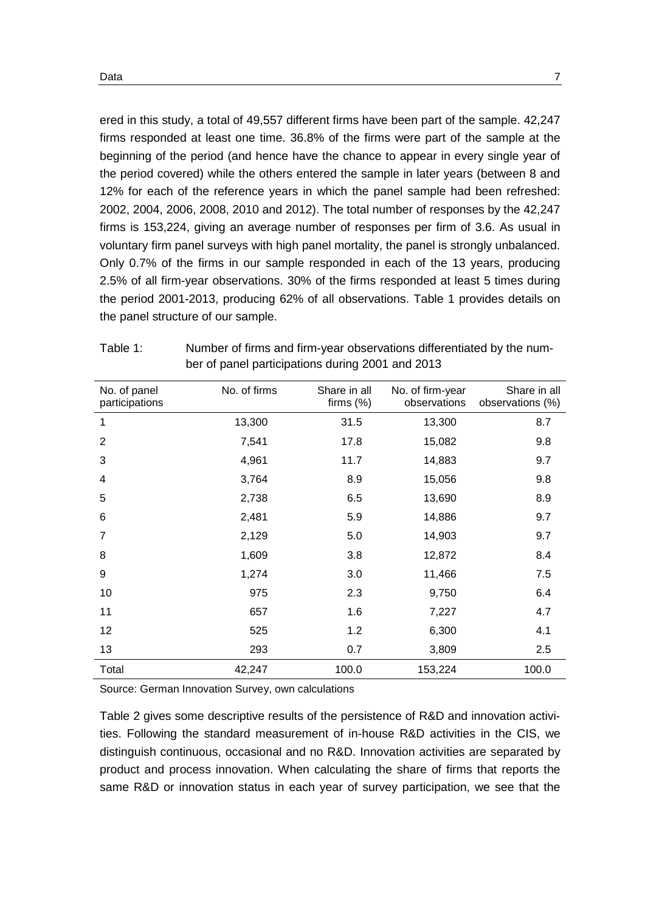ered in this study, a total of 49,557 different firms have been part of the sample. 42,247 firms responded at least one time. 36.8% of the firms were part of the sample at the beginning of the period (and hence have the chance to appear in every single year of the period covered) while the others entered the sample in later years (between 8 and 12% for each of the reference years in which the panel sample had been refreshed: 2002, 2004, 2006, 2008, 2010 and 2012). The total number of responses by the 42,247 firms is 153,224, giving an average number of responses per firm of 3.6. As usual in voluntary firm panel surveys with high panel mortality, the panel is strongly unbalanced. Only 0.7% of the firms in our sample responded in each of the 13 years, producing 2.5% of all firm-year observations. 30% of the firms responded at least 5 times during the period 2001-2013, producing 62% of all observations. Table 1 provides details on the panel structure of our sample.

Table 1: Number of firms and firm-year observations differentiated by the number of panel participations during 2001 and 2013

| No. of panel participations | No. of firms | Share in all firms (%) | No. of firm-year observations | Share in all observations (%) |
|---|---|---|---|---|
| 1 | 13,300 | 31.5 | 13,300 | 8.7 |
| 2 | 7,541 | 17.8 | 15,082 | 9.8 |
| 3 | 4,961 | 11.7 | 14,883 | 9.7 |
| 4 | 3,764 | 8.9 | 15,056 | 9.8 |
| 5 | 2,738 | 6.5 | 13,690 | 8.9 |
| 6 | 2,481 | 5.9 | 14,886 | 9.7 |
| 7 | 2,129 | 5.0 | 14,903 | 9.7 |
| 8 | 1,609 | 3.8 | 12,872 | 8.4 |
| 9 | 1,274 | 3.0 | 11,466 | 7.5 |
| 10 | 975 | 2.3 | 9,750 | 6.4 |
| 11 | 657 | 1.6 | 7,227 | 4.7 |
| 12 | 525 | 1.2 | 6,300 | 4.1 |
| 13 | 293 | 0.7 | 3,809 | 2.5 |
| Total | 42,247 | 100.0 | 153,224 | 100.0 |

Source: German Innovation Survey, own calculations

Table 2 gives some descriptive results of the persistence of R&D and innovation activities. Following the standard measurement of in-house R&D activities in the CIS, we distinguish continuous, occasional and no R&D. Innovation activities are separated by product and process innovation. When calculating the share of firms that reports the same R&D or innovation status in each year of survey participation, we see that the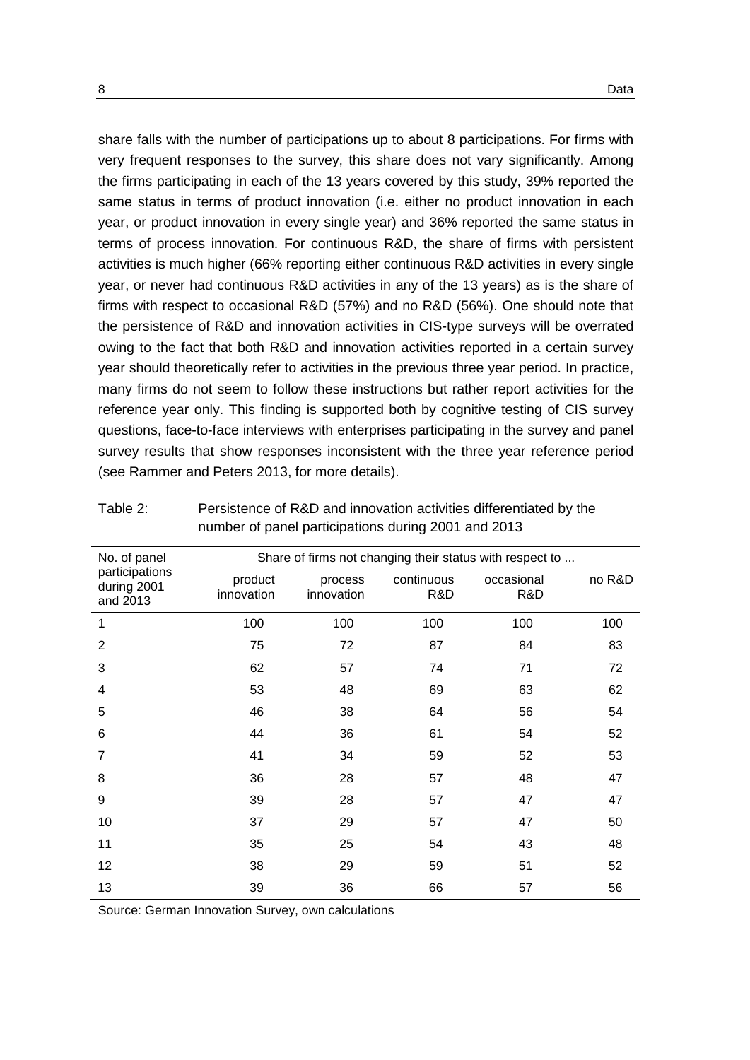share falls with the number of participations up to about 8 participations. For firms with very frequent responses to the survey, this share does not vary significantly. Among the firms participating in each of the 13 years covered by this study, 39% reported the same status in terms of product innovation (i.e. either no product innovation in each year, or product innovation in every single year) and 36% reported the same status in terms of process innovation. For continuous R&D, the share of firms with persistent activities is much higher (66% reporting either continuous R&D activities in every single year, or never had continuous R&D activities in any of the 13 years) as is the share of firms with respect to occasional R&D (57%) and no R&D (56%). One should note that the persistence of R&D and innovation activities in CIS-type surveys will be overrated owing to the fact that both R&D and innovation activities reported in a certain survey year should theoretically refer to activities in the previous three year period. In practice, many firms do not seem to follow these instructions but rather report activities for the reference year only. This finding is supported both by cognitive testing of CIS survey questions, face-to-face interviews with enterprises participating in the survey and panel survey results that show responses inconsistent with the three year reference period (see Rammer and Peters 2013, for more details).

Table 2: Persistence of R&D and innovation activities differentiated by the number of panel participations during 2001 and 2013

| No. of panel participations during 2001 and 2013 | Share of firms not changing their status with respect to ... | | | | |
|---|---|---|---|---|---|
| | product innovation | process innovation | continuous R&D | occasional R&D | no R&D |
| 1 | 100 | 100 | 100 | 100 | 100 |
| 2 | 75 | 72 | 87 | 84 | 83 |
| 3 | 62 | 57 | 74 | 71 | 72 |
| 4 | 53 | 48 | 69 | 63 | 62 |
| 5 | 46 | 38 | 64 | 56 | 54 |
| 6 | 44 | 36 | 61 | 54 | 52 |
| 7 | 41 | 34 | 59 | 52 | 53 |
| 8 | 36 | 28 | 57 | 48 | 47 |
| 9 | 39 | 28 | 57 | 47 | 47 |
| 10 | 37 | 29 | 57 | 47 | 50 |
| 11 | 35 | 25 | 54 | 43 | 48 |
| 12 | 38 | 29 | 59 | 51 | 52 |
| 13 | 39 | 36 | 66 | 57 | 56 |

Source: German Innovation Survey, own calculations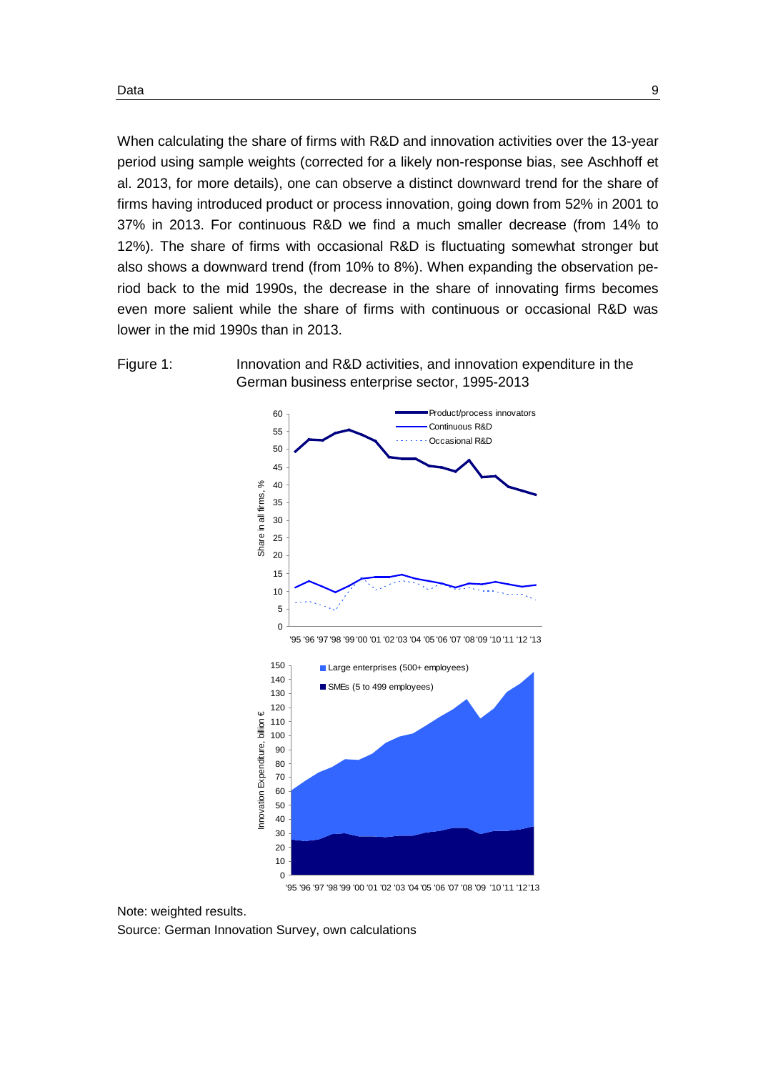When calculating the share of firms with R&D and innovation activities over the 13-year period using sample weights (corrected for a likely non-response bias, see Aschhoff et al. 2013, for more details), one can observe a distinct downward trend for the share of firms having introduced product or process innovation, going down from 52% in 2001 to 37% in 2013. For continuous R&D we find a much smaller decrease (from 14% to 12%). The share of firms with occasional R&D is fluctuating somewhat stronger but also shows a downward trend (from 10% to 8%). When expanding the observation period back to the mid 1990s, the decrease in the share of innovating firms becomes even more salient while the share of firms with continuous or occasional R&D was lower in the mid 1990s than in 2013.

Figure 1: Innovation and R&D activities, and innovation expenditure in the German business enterprise sector, 1995-2013

Note: weighted results.

Source: German Innovation Survey, own calculations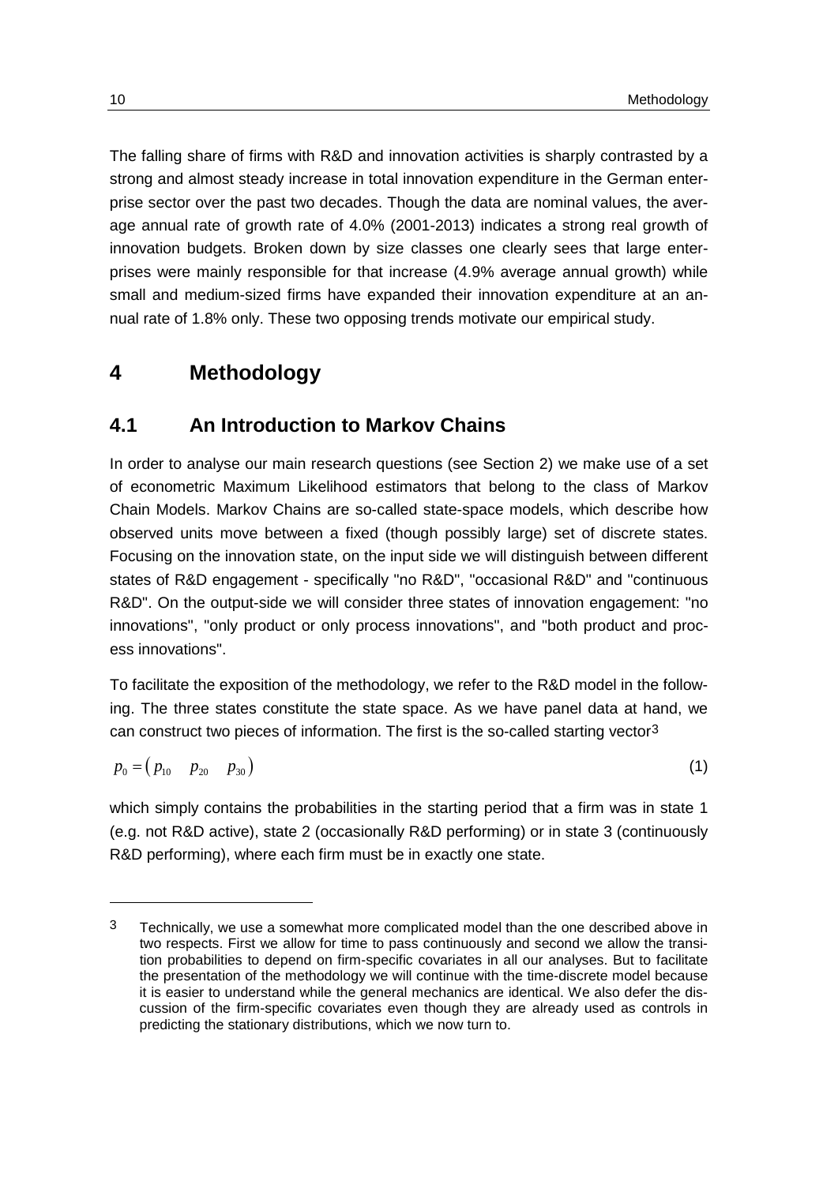The falling share of firms with R&D and innovation activities is sharply contrasted by a strong and almost steady increase in total innovation expenditure in the German enterprise sector over the past two decades. Though the data are nominal values, the average annual rate of growth rate of 4.0% (2001-2013) indicates a strong real growth of innovation budgets. Broken down by size classes one clearly sees that large enterprises were mainly responsible for that increase (4.9% average annual growth) while small and medium-sized firms have expanded their innovation expenditure at an annual rate of 1.8% only. These two opposing trends motivate our empirical study.

# 4 Methodology

## 4.1 An Introduction to Markov Chains

In order to analyse our main research questions (see Section 2) we make use of a set of econometric Maximum Likelihood estimators that belong to the class of Markov Chain Models. Markov Chains are so-called state-space models, which describe how observed units move between a fixed (though possibly large) set of discrete states. Focusing on the innovation state, on the input side we will distinguish between different states of R&D engagement - specifically "no R&D", "occasional R&D" and "continuous R&D". On the output-side we will consider three states of innovation engagement: "no innovations", "only product or only process innovations", and "both product and process innovations".

To facilitate the exposition of the methodology, we refer to the R&D model in the following. The three states constitute the state space. As we have panel data at hand, we can construct two pieces of information. The first is the so-called starting vector[3]

$$p_0 = \begin{pmatrix} p_{10} & p_{20} & p_{30} \end{pmatrix} \tag{1}$$

which simply contains the probabilities in the starting period that a firm was in state 1 (e.g. not R&D active), state 2 (occasionally R&D performing) or in state 3 (continuously R&D performing), where each firm must be in exactly one state.

---

[3] Technically, we use a somewhat more complicated model than the one described above in two respects. First we allow for time to pass continuously and second we allow the transition probabilities to depend on firm-specific covariates in all our analyses. But to facilitate the presentation of the methodology we will continue with the time-discrete model because it is easier to understand while the general mechanics are identical. We also defer the discussion of the firm-specific covariates even though they are already used as controls in predicting the stationary distributions, which we now turn to.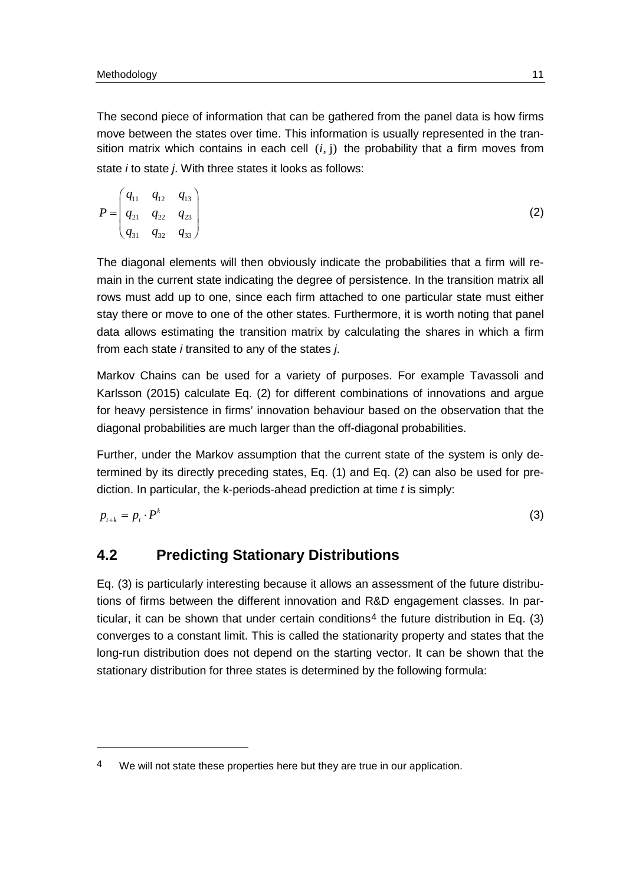The second piece of information that can be gathered from the panel data is how firms move between the states over time. This information is usually represented in the transition matrix which contains in each cell $(i, j)$ the probability that a firm moves from state *i* to state *j*. With three states it looks as follows:

$$P = \begin{pmatrix} q_{11} & q_{12} & q_{13} \\ q_{21} & q_{22} & q_{23} \\ q_{31} & q_{32} & q_{33} \end{pmatrix} \tag{2}$$

The diagonal elements will then obviously indicate the probabilities that a firm will remain in the current state indicating the degree of persistence. In the transition matrix all rows must add up to one, since each firm attached to one particular state must either stay there or move to one of the other states. Furthermore, it is worth noting that panel data allows estimating the transition matrix by calculating the shares in which a firm from each state *i* transited to any of the states *j*.

Markov Chains can be used for a variety of purposes. For example Tavassoli and Karlsson (2015) calculate Eq. (2) for different combinations of innovations and argue for heavy persistence in firms' innovation behaviour based on the observation that the diagonal probabilities are much larger than the off-diagonal probabilities.

Further, under the Markov assumption that the current state of the system is only determined by its directly preceding states, Eq. (1) and Eq. (2) can also be used for prediction. In particular, the k-periods-ahead prediction at time *t* is simply:

$$p_{t+k} = p_t \cdot P^k \tag{3}$$

## 4.2 Predicting Stationary Distributions

Eq. (3) is particularly interesting because it allows an assessment of the future distributions of firms between the different innovation and R&D engagement classes. In particular, it can be shown that under certain conditions[4] the future distribution in Eq. (3) converges to a constant limit. This is called the stationarity property and states that the long-run distribution does not depend on the starting vector. It can be shown that the stationary distribution for three states is determined by the following formula:

[4] We will not state these properties here but they are true in our application.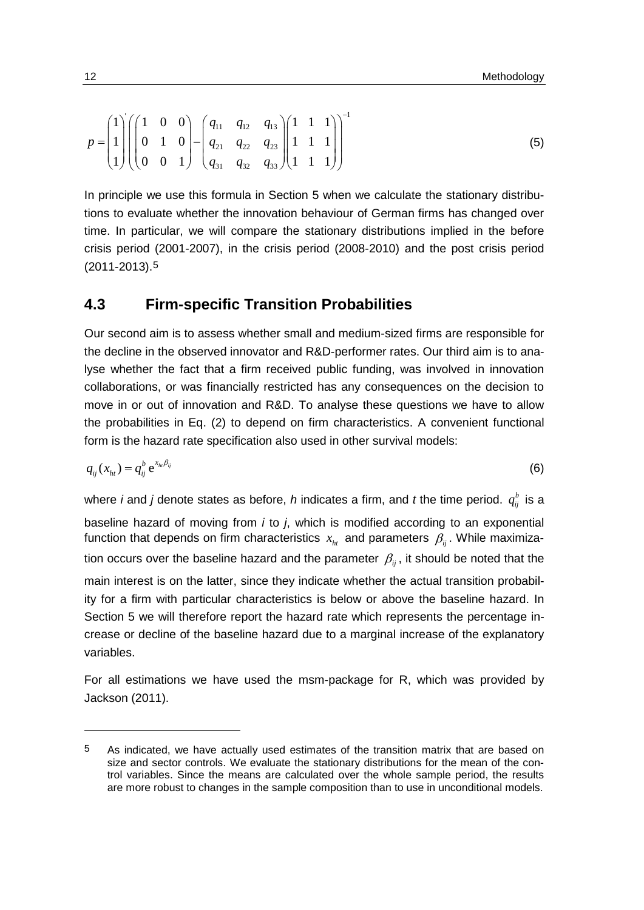$$p = \begin{pmatrix} 1 \\ 1 \\ 1 \end{pmatrix}' \left( \begin{pmatrix} 1 & 0 & 0 \\ 0 & 1 & 0 \\ 0 & 0 & 1 \end{pmatrix} - \begin{pmatrix} q_{11} & q_{12} & q_{13} \\ q_{21} & q_{22} & q_{23} \\ q_{31} & q_{32} & q_{33} \end{pmatrix} \begin{pmatrix} 1 & 1 & 1 \\ 1 & 1 & 1 \\ 1 & 1 & 1 \end{pmatrix} \right)^{-1} \tag{5}$$

In principle we use this formula in Section 5 when we calculate the stationary distributions to evaluate whether the innovation behaviour of German firms has changed over time. In particular, we will compare the stationary distributions implied in the before crisis period (2001-2007), in the crisis period (2008-2010) and the post crisis period (2011-2013).[5]

## 4.3 Firm-specific Transition Probabilities

Our second aim is to assess whether small and medium-sized firms are responsible for the decline in the observed innovator and R&D-performer rates. Our third aim is to analyse whether the fact that a firm received public funding, was involved in innovation collaborations, or was financially restricted has any consequences on the decision to move in or out of innovation and R&D. To analyse these questions we have to allow the probabilities in Eq. (2) to depend on firm characteristics. A convenient functional form is the hazard rate specification also used in other survival models:

$$q_{ij}(x_{ht}) = q_{ij}^{b} \, e^{x_{ht}\beta_{ij}} \tag{6}$$

where *i* and *j* denote states as before, *h* indicates a firm, and *t* the time period. $q_{ij}^{b}$ is a baseline hazard of moving from *i* to *j*, which is modified according to an exponential function that depends on firm characteristics $x_{ht}$ and parameters $\beta_{ij}$. While maximization occurs over the baseline hazard and the parameter $\beta_{ij}$, it should be noted that the main interest is on the latter, since they indicate whether the actual transition probability for a firm with particular characteristics is below or above the baseline hazard. In Section 5 we will therefore report the hazard rate which represents the percentage increase or decline of the baseline hazard due to a marginal increase of the explanatory variables.

For all estimations we have used the msm-package for R, which was provided by Jackson (2011).

---

[5] As indicated, we have actually used estimates of the transition matrix that are based on size and sector controls. We evaluate the stationary distributions for the mean of the control variables. Since the means are calculated over the whole sample period, the results are more robust to changes in the sample composition than to use in unconditional models.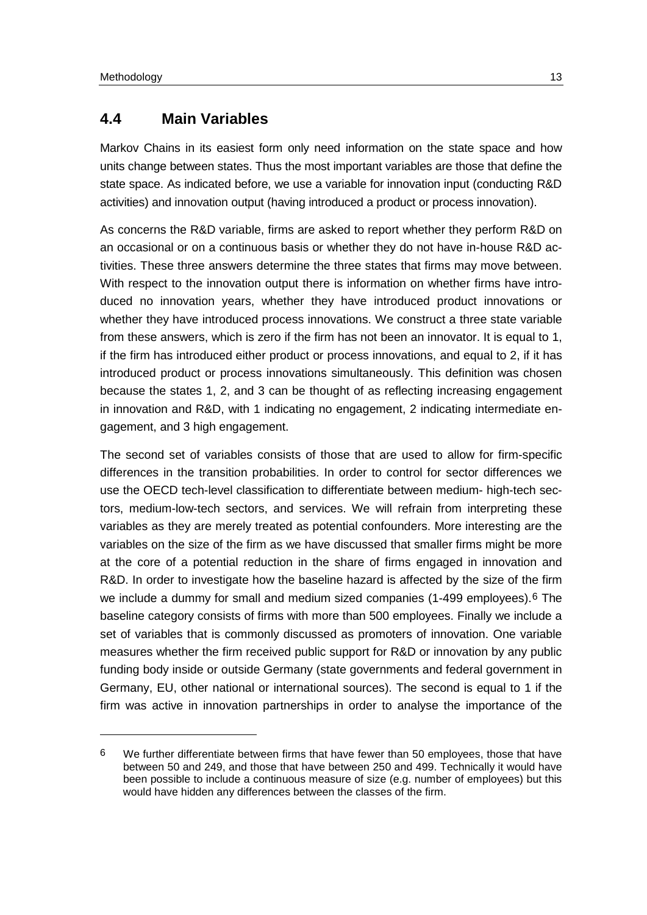## 4.4 Main Variables

Markov Chains in its easiest form only need information on the state space and how units change between states. Thus the most important variables are those that define the state space. As indicated before, we use a variable for innovation input (conducting R&D activities) and innovation output (having introduced a product or process innovation).

As concerns the R&D variable, firms are asked to report whether they perform R&D on an occasional or on a continuous basis or whether they do not have in-house R&D activities. These three answers determine the three states that firms may move between. With respect to the innovation output there is information on whether firms have introduced no innovation years, whether they have introduced product innovations or whether they have introduced process innovations. We construct a three state variable from these answers, which is zero if the firm has not been an innovator. It is equal to 1, if the firm has introduced either product or process innovations, and equal to 2, if it has introduced product or process innovations simultaneously. This definition was chosen because the states 1, 2, and 3 can be thought of as reflecting increasing engagement in innovation and R&D, with 1 indicating no engagement, 2 indicating intermediate engagement, and 3 high engagement.

The second set of variables consists of those that are used to allow for firm-specific differences in the transition probabilities. In order to control for sector differences we use the OECD tech-level classification to differentiate between medium- high-tech sectors, medium-low-tech sectors, and services. We will refrain from interpreting these variables as they are merely treated as potential confounders. More interesting are the variables on the size of the firm as we have discussed that smaller firms might be more at the core of a potential reduction in the share of firms engaged in innovation and R&D. In order to investigate how the baseline hazard is affected by the size of the firm we include a dummy for small and medium sized companies (1-499 employees).[6] The baseline category consists of firms with more than 500 employees. Finally we include a set of variables that is commonly discussed as promoters of innovation. One variable measures whether the firm received public support for R&D or innovation by any public funding body inside or outside Germany (state governments and federal government in Germany, EU, other national or international sources). The second is equal to 1 if the firm was active in innovation partnerships in order to analyse the importance of the

[6] We further differentiate between firms that have fewer than 50 employees, those that have between 50 and 249, and those that have between 250 and 499. Technically it would have been possible to include a continuous measure of size (e.g. number of employees) but this would have hidden any differences between the classes of the firm.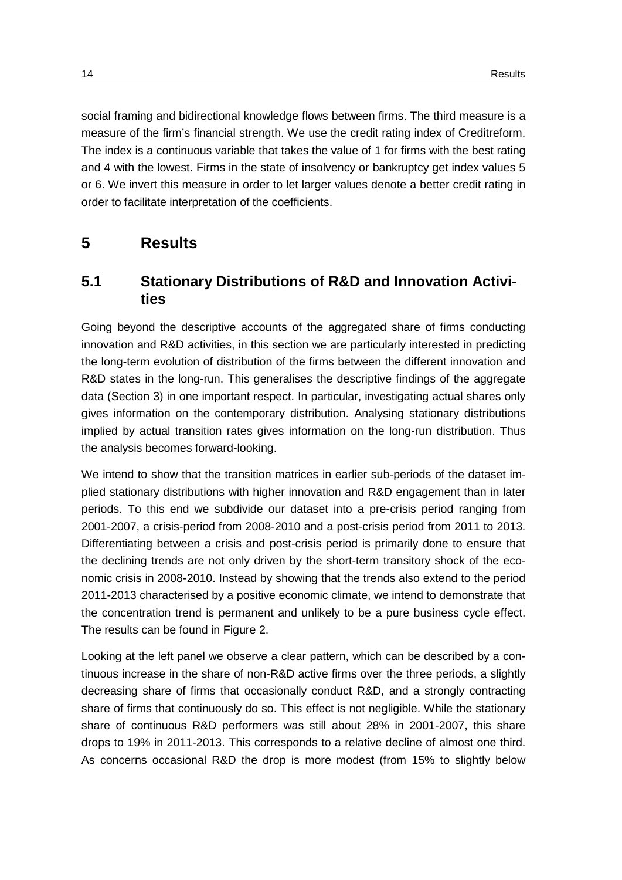social framing and bidirectional knowledge flows between firms. The third measure is a measure of the firm's financial strength. We use the credit rating index of Creditreform. The index is a continuous variable that takes the value of 1 for firms with the best rating and 4 with the lowest. Firms in the state of insolvency or bankruptcy get index values 5 or 6. We invert this measure in order to let larger values denote a better credit rating in order to facilitate interpretation of the coefficients.

# 5 Results

## 5.1 Stationary Distributions of R&D and Innovation Activities

Going beyond the descriptive accounts of the aggregated share of firms conducting innovation and R&D activities, in this section we are particularly interested in predicting the long-term evolution of distribution of the firms between the different innovation and R&D states in the long-run. This generalises the descriptive findings of the aggregate data (Section 3) in one important respect. In particular, investigating actual shares only gives information on the contemporary distribution. Analysing stationary distributions implied by actual transition rates gives information on the long-run distribution. Thus the analysis becomes forward-looking.

We intend to show that the transition matrices in earlier sub-periods of the dataset implied stationary distributions with higher innovation and R&D engagement than in later periods. To this end we subdivide our dataset into a pre-crisis period ranging from 2001-2007, a crisis-period from 2008-2010 and a post-crisis period from 2011 to 2013. Differentiating between a crisis and post-crisis period is primarily done to ensure that the declining trends are not only driven by the short-term transitory shock of the economic crisis in 2008-2010. Instead by showing that the trends also extend to the period 2011-2013 characterised by a positive economic climate, we intend to demonstrate that the concentration trend is permanent and unlikely to be a pure business cycle effect. The results can be found in Figure 2.

Looking at the left panel we observe a clear pattern, which can be described by a continuous increase in the share of non-R&D active firms over the three periods, a slightly decreasing share of firms that occasionally conduct R&D, and a strongly contracting share of firms that continuously do so. This effect is not negligible. While the stationary share of continuous R&D performers was still about 28% in 2001-2007, this share drops to 19% in 2011-2013. This corresponds to a relative decline of almost one third. As concerns occasional R&D the drop is more modest (from 15% to slightly below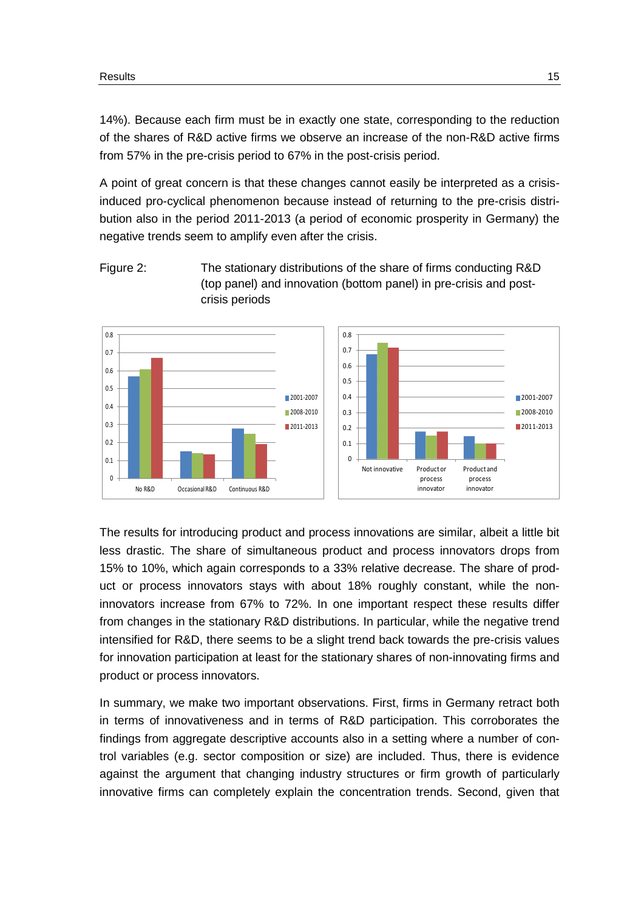14%). Because each firm must be in exactly one state, corresponding to the reduction of the shares of R&D active firms we observe an increase of the non-R&D active firms from 57% in the pre-crisis period to 67% in the post-crisis period.

A point of great concern is that these changes cannot easily be interpreted as a crisis-induced pro-cyclical phenomenon because instead of returning to the pre-crisis distribution also in the period 2011-2013 (a period of economic prosperity in Germany) the negative trends seem to amplify even after the crisis.

Figure 2: The stationary distributions of the share of firms conducting R&D (top panel) and innovation (bottom panel) in pre-crisis and post-crisis periods

The results for introducing product and process innovations are similar, albeit a little bit less drastic. The share of simultaneous product and process innovators drops from 15% to 10%, which again corresponds to a 33% relative decrease. The share of product or process innovators stays with about 18% roughly constant, while the non-innovators increase from 67% to 72%. In one important respect these results differ from changes in the stationary R&D distributions. In particular, while the negative trend intensified for R&D, there seems to be a slight trend back towards the pre-crisis values for innovation participation at least for the stationary shares of non-innovating firms and product or process innovators.

In summary, we make two important observations. First, firms in Germany retract both in terms of innovativeness and in terms of R&D participation. This corroborates the findings from aggregate descriptive accounts also in a setting where a number of control variables (e.g. sector composition or size) are included. Thus, there is evidence against the argument that changing industry structures or firm growth of particularly innovative firms can completely explain the concentration trends. Second, given that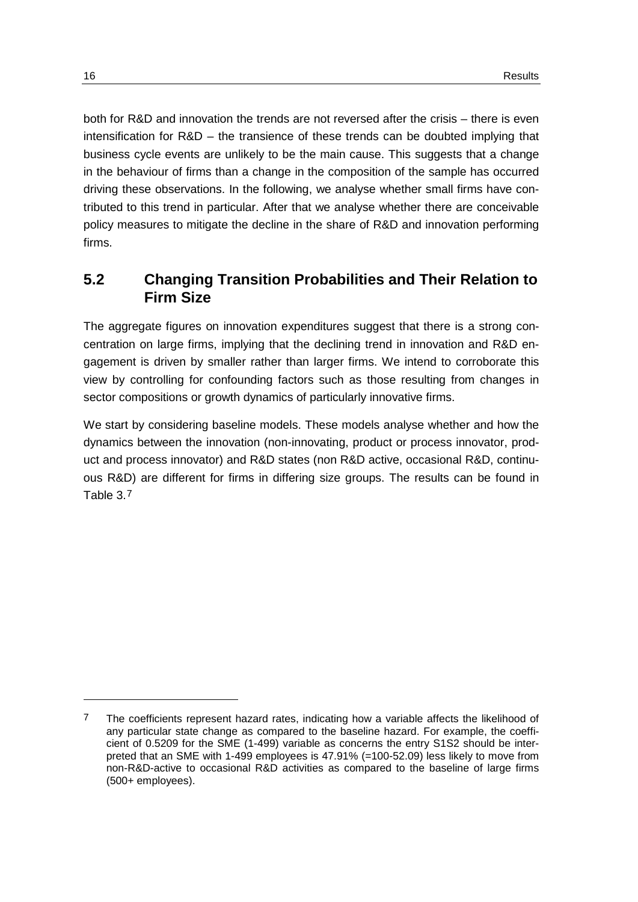both for R&D and innovation the trends are not reversed after the crisis – there is even intensification for R&D – the transience of these trends can be doubted implying that business cycle events are unlikely to be the main cause. This suggests that a change in the behaviour of firms than a change in the composition of the sample has occurred driving these observations. In the following, we analyse whether small firms have contributed to this trend in particular. After that we analyse whether there are conceivable policy measures to mitigate the decline in the share of R&D and innovation performing firms.

## 5.2 Changing Transition Probabilities and Their Relation to Firm Size

The aggregate figures on innovation expenditures suggest that there is a strong concentration on large firms, implying that the declining trend in innovation and R&D engagement is driven by smaller rather than larger firms. We intend to corroborate this view by controlling for confounding factors such as those resulting from changes in sector compositions or growth dynamics of particularly innovative firms.

We start by considering baseline models. These models analyse whether and how the dynamics between the innovation (non-innovating, product or process innovator, product and process innovator) and R&D states (non R&D active, occasional R&D, continuous R&D) are different for firms in differing size groups. The results can be found in Table 3.[7]

[7] The coefficients represent hazard rates, indicating how a variable affects the likelihood of any particular state change as compared to the baseline hazard. For example, the coefficient of 0.5209 for the SME (1-499) variable as concerns the entry S1S2 should be interpreted that an SME with 1-499 employees is 47.91% (=100-52.09) less likely to move from non-R&D-active to occasional R&D activities as compared to the baseline of large firms (500+ employees).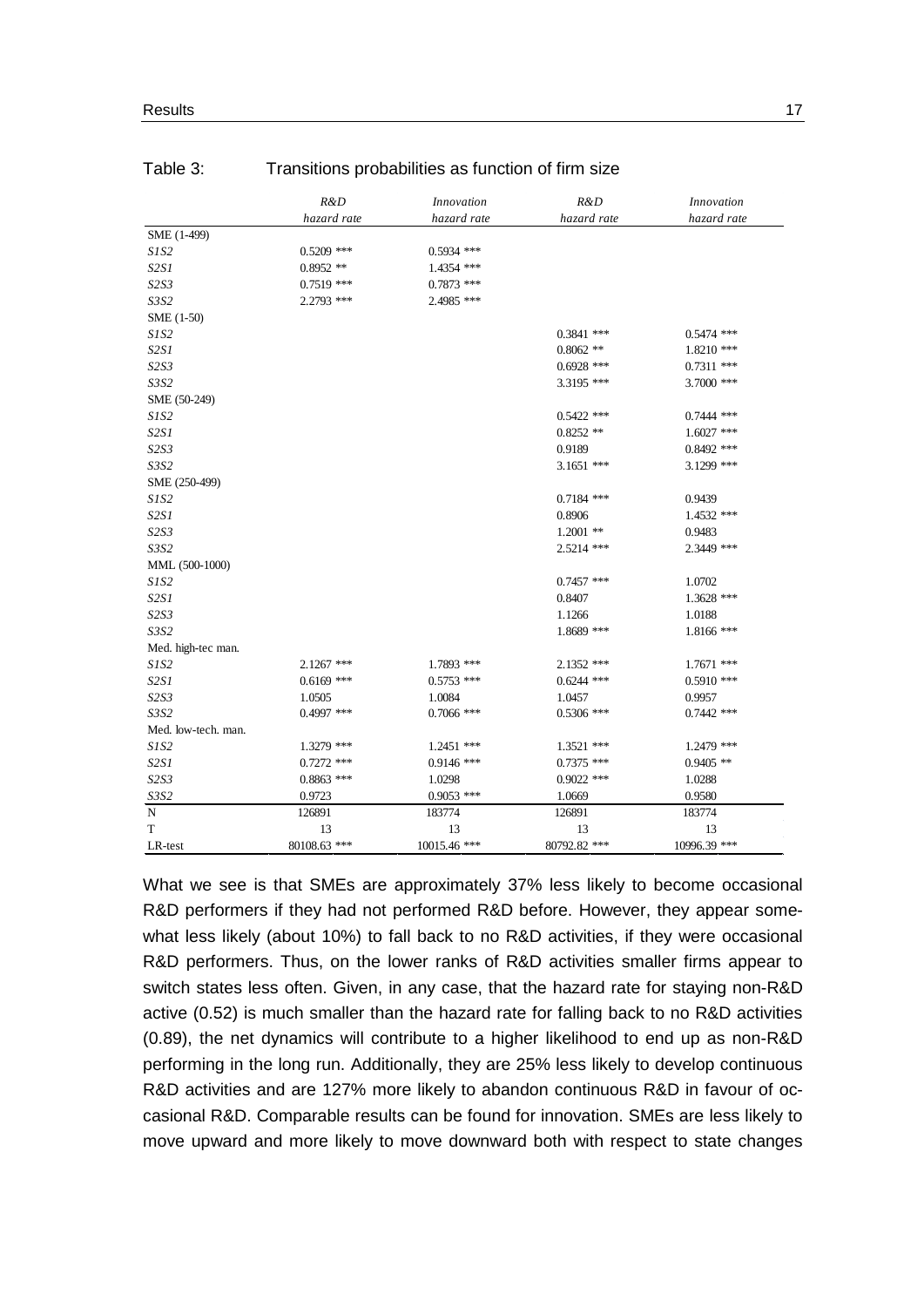Table 3: Transitions probabilities as function of firm size

| | *R&D* *hazard rate* | *Innovation* *hazard rate* | *R&D* *hazard rate* | *Innovation* *hazard rate* |
|---|---|---|---|---|
| SME (1-499) | | | | |
| *S1S2* | 0.5209 *** | 0.5934 *** | | |
| *S2S1* | 0.8952 ** | 1.4354 *** | | |
| *S2S3* | 0.7519 *** | 0.7873 *** | | |
| *S3S2* | 2.2793 *** | 2.4985 *** | | |
| SME (1-50) | | | | |
| *S1S2* | | | 0.3841 *** | 0.5474 *** |
| *S2S1* | | | 0.8062 ** | 1.8210 *** |
| *S2S3* | | | 0.6928 *** | 0.7311 *** |
| *S3S2* | | | 3.3195 *** | 3.7000 *** |
| SME (50-249) | | | | |
| *S1S2* | | | 0.5422 *** | 0.7444 *** |
| *S2S1* | | | 0.8252 ** | 1.6027 *** |
| *S2S3* | | | 0.9189 | 0.8492 *** |
| *S3S2* | | | 3.1651 *** | 3.1299 *** |
| SME (250-499) | | | | |
| *S1S2* | | | 0.7184 *** | 0.9439 |
| *S2S1* | | | 0.8906 | 1.4532 *** |
| *S2S3* | | | 1.2001 ** | 0.9483 |
| *S3S2* | | | 2.5214 *** | 2.3449 *** |
| MML (500-1000) | | | | |
| *S1S2* | | | 0.7457 *** | 1.0702 |
| *S2S1* | | | 0.8407 | 1.3628 *** |
| *S2S3* | | | 1.1266 | 1.0188 |
| *S3S2* | | | 1.8689 *** | 1.8166 *** |
| Med. high-tec man. | | | | |
| *S1S2* | 2.1267 *** | 1.7893 *** | 2.1352 *** | 1.7671 *** |
| *S2S1* | 0.6169 *** | 0.5753 *** | 0.6244 *** | 0.5910 *** |
| *S2S3* | 1.0505 | 1.0084 | 1.0457 | 0.9957 |
| *S3S2* | 0.4997 *** | 0.7066 *** | 0.5306 *** | 0.7442 *** |
| Med. low-tech. man. | | | | |
| *S1S2* | 1.3279 *** | 1.2451 *** | 1.3521 *** | 1.2479 *** |
| *S2S1* | 0.7272 *** | 0.9146 *** | 0.7375 *** | 0.9405 ** |
| *S2S3* | 0.8863 *** | 1.0298 | 0.9022 *** | 1.0288 |
| *S3S2* | 0.9723 | 0.9053 *** | 1.0669 | 0.9580 |
| N | 126891 | 183774 | 126891 | 183774 |
| T | 13 | 13 | 13 | 13 |
| LR-test | 80108.63 *** | 10015.46 *** | 80792.82 *** | 10996.39 *** |

What we see is that SMEs are approximately 37% less likely to become occasional R&D performers if they had not performed R&D before. However, they appear somewhat less likely (about 10%) to fall back to no R&D activities, if they were occasional R&D performers. Thus, on the lower ranks of R&D activities smaller firms appear to switch states less often. Given, in any case, that the hazard rate for staying non-R&D active (0.52) is much smaller than the hazard rate for falling back to no R&D activities (0.89), the net dynamics will contribute to a higher likelihood to end up as non-R&D performing in the long run. Additionally, they are 25% less likely to develop continuous R&D activities and are 127% more likely to abandon continuous R&D in favour of occasional R&D. Comparable results can be found for innovation. SMEs are less likely to move upward and more likely to move downward both with respect to state changes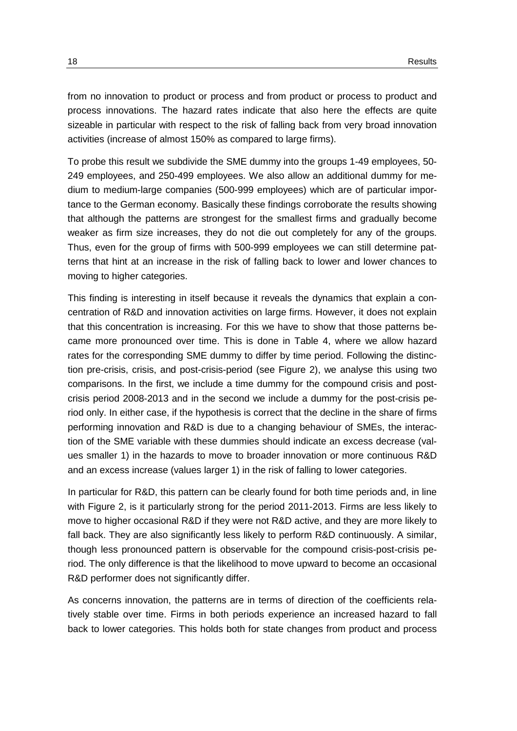from no innovation to product or process and from product or process to product and process innovations. The hazard rates indicate that also here the effects are quite sizeable in particular with respect to the risk of falling back from very broad innovation activities (increase of almost 150% as compared to large firms).

To probe this result we subdivide the SME dummy into the groups 1-49 employees, 50-249 employees, and 250-499 employees. We also allow an additional dummy for medium to medium-large companies (500-999 employees) which are of particular importance to the German economy. Basically these findings corroborate the results showing that although the patterns are strongest for the smallest firms and gradually become weaker as firm size increases, they do not die out completely for any of the groups. Thus, even for the group of firms with 500-999 employees we can still determine patterns that hint at an increase in the risk of falling back to lower and lower chances to moving to higher categories.

This finding is interesting in itself because it reveals the dynamics that explain a concentration of R&D and innovation activities on large firms. However, it does not explain that this concentration is increasing. For this we have to show that those patterns became more pronounced over time. This is done in Table 4, where we allow hazard rates for the corresponding SME dummy to differ by time period. Following the distinction pre-crisis, crisis, and post-crisis-period (see Figure 2), we analyse this using two comparisons. In the first, we include a time dummy for the compound crisis and post-crisis period 2008-2013 and in the second we include a dummy for the post-crisis period only. In either case, if the hypothesis is correct that the decline in the share of firms performing innovation and R&D is due to a changing behaviour of SMEs, the interaction of the SME variable with these dummies should indicate an excess decrease (values smaller 1) in the hazards to move to broader innovation or more continuous R&D and an excess increase (values larger 1) in the risk of falling to lower categories.

In particular for R&D, this pattern can be clearly found for both time periods and, in line with Figure 2, is it particularly strong for the period 2011-2013. Firms are less likely to move to higher occasional R&D if they were not R&D active, and they are more likely to fall back. They are also significantly less likely to perform R&D continuously. A similar, though less pronounced pattern is observable for the compound crisis-post-crisis period. The only difference is that the likelihood to move upward to become an occasional R&D performer does not significantly differ.

As concerns innovation, the patterns are in terms of direction of the coefficients relatively stable over time. Firms in both periods experience an increased hazard to fall back to lower categories. This holds both for state changes from product and process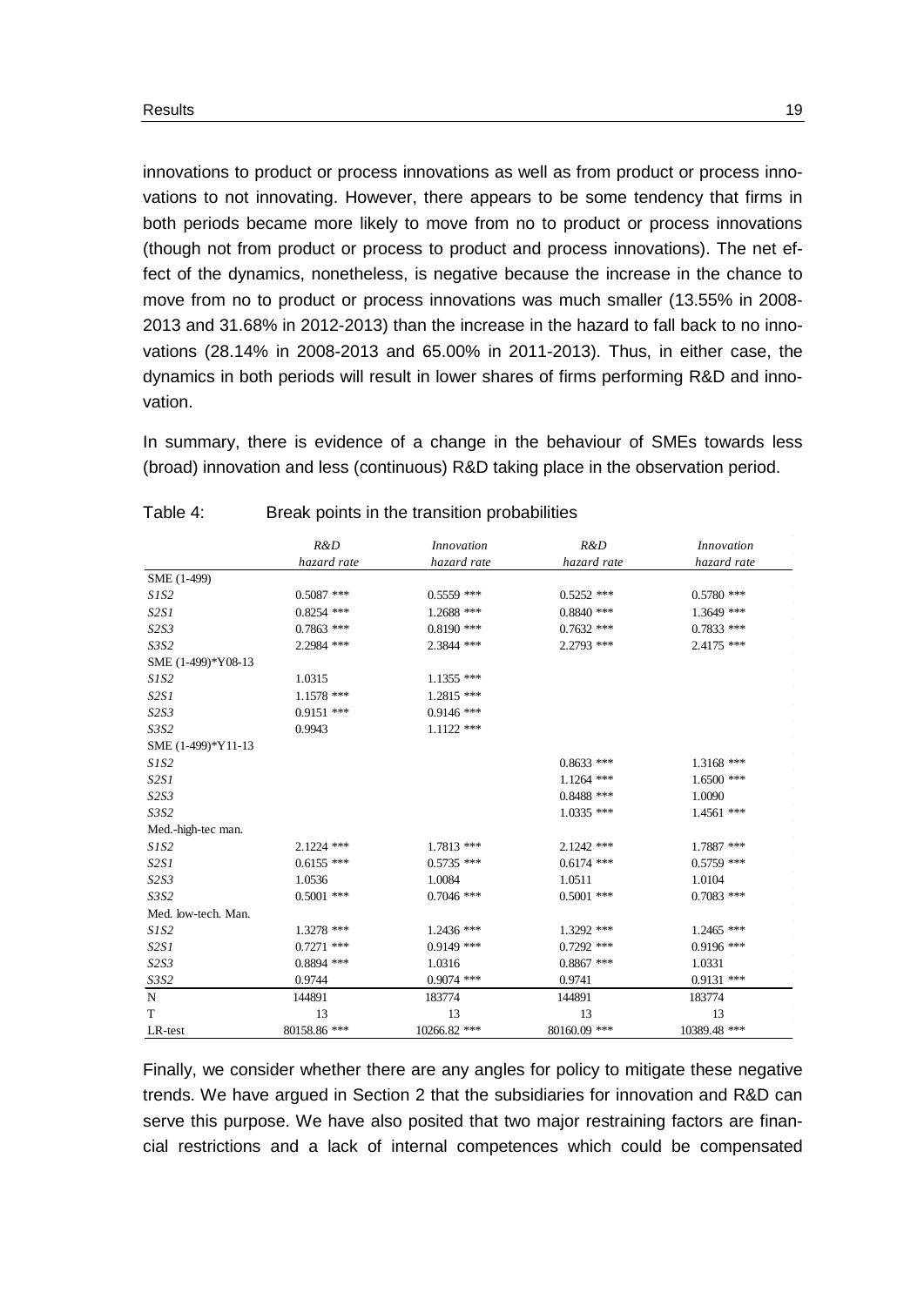innovations to product or process innovations as well as from product or process innovations to not innovating. However, there appears to be some tendency that firms in both periods became more likely to move from no to product or process innovations (though not from product or process to product and process innovations). The net effect of the dynamics, nonetheless, is negative because the increase in the chance to move from no to product or process innovations was much smaller (13.55% in 2008-2013 and 31.68% in 2012-2013) than the increase in the hazard to fall back to no innovations (28.14% in 2008-2013 and 65.00% in 2011-2013). Thus, in either case, the dynamics in both periods will result in lower shares of firms performing R&D and innovation.

In summary, there is evidence of a change in the behaviour of SMEs towards less (broad) innovation and less (continuous) R&D taking place in the observation period.

Table 4: Break points in the transition probabilities

| | *R&D* | *Innovation* | *R&D* | *Innovation* |
|---|---|---|---|---|
| | *hazard rate* | *hazard rate* | *hazard rate* | *hazard rate* |
| SME (1-499) | | | | |
| *S1S2* | 0.5087 *** | 0.5559 *** | 0.5252 *** | 0.5780 *** |
| *S2S1* | 0.8254 *** | 1.2688 *** | 0.8840 *** | 1.3649 *** |
| *S2S3* | 0.7863 *** | 0.8190 *** | 0.7632 *** | 0.7833 *** |
| *S3S2* | 2.2984 *** | 2.3844 *** | 2.2793 *** | 2.4175 *** |
| SME (1-499)*Y08-13 | | | | |
| *S1S2* | 1.0315 | 1.1355 *** | | |
| *S2S1* | 1.1578 *** | 1.2815 *** | | |
| *S2S3* | 0.9151 *** | 0.9146 *** | | |
| *S3S2* | 0.9943 | 1.1122 *** | | |
| SME (1-499)*Y11-13 | | | | |
| *S1S2* | | | 0.8633 *** | 1.3168 *** |
| *S2S1* | | | 1.1264 *** | 1.6500 *** |
| *S2S3* | | | 0.8488 *** | 1.0090 |
| *S3S2* | | | 1.0335 *** | 1.4561 *** |
| Med.-high-tec man. | | | | |
| *S1S2* | 2.1224 *** | 1.7813 *** | 2.1242 *** | 1.7887 *** |
| *S2S1* | 0.6155 *** | 0.5735 *** | 0.6174 *** | 0.5759 *** |
| *S2S3* | 1.0536 | 1.0084 | 1.0511 | 1.0104 |
| *S3S2* | 0.5001 *** | 0.7046 *** | 0.5001 *** | 0.7083 *** |
| Med. low-tech. Man. | | | | |
| *S1S2* | 1.3278 *** | 1.2436 *** | 1.3292 *** | 1.2465 *** |
| *S2S1* | 0.7271 *** | 0.9149 *** | 0.7292 *** | 0.9196 *** |
| *S2S3* | 0.8894 *** | 1.0316 | 0.8867 *** | 1.0331 |
| *S3S2* | 0.9744 | 0.9074 *** | 0.9741 | 0.9131 *** |
| N | 144891 | 183774 | 144891 | 183774 |
| T | 13 | 13 | 13 | 13 |
| LR-test | 80158.86 *** | 10266.82 *** | 80160.09 *** | 10389.48 *** |

Finally, we consider whether there are any angles for policy to mitigate these negative trends. We have argued in Section 2 that the subsidiaries for innovation and R&D can serve this purpose. We have also posited that two major restraining factors are financial restrictions and a lack of internal competences which could be compensated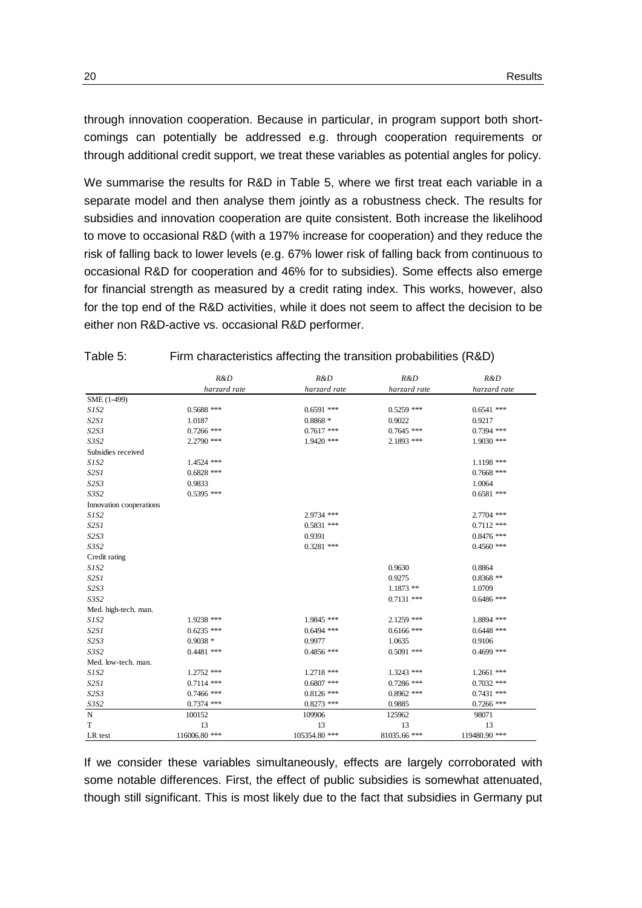through innovation cooperation. Because in particular, in program support both shortcomings can potentially be addressed e.g. through cooperation requirements or through additional credit support, we treat these variables as potential angles for policy.

We summarise the results for R&D in Table 5, where we first treat each variable in a separate model and then analyse them jointly as a robustness check. The results for subsidies and innovation cooperation are quite consistent. Both increase the likelihood to move to occasional R&D (with a 197% increase for cooperation) and they reduce the risk of falling back to lower levels (e.g. 67% lower risk of falling back from continuous to occasional R&D for cooperation and 46% for to subsidies). Some effects also emerge for financial strength as measured by a credit rating index. This works, however, also for the top end of the R&D activities, while it does not seem to affect the decision to be either non R&D-active vs. occasional R&D performer.

Table 5: Firm characteristics affecting the transition probabilities (R&D)

| | *R&D* | *R&D* | *R&D* | *R&D* |
|---|---|---|---|---|
| | *harzard rate* | *harzard rate* | *harzard rate* | *harzard rate* |
| SME (1-499) | | | | |
| *S1S2* | 0.5688 *** | 0.6591 *** | 0.5259 *** | 0.6541 *** |
| *S2S1* | 1.0187 | 0.8868 * | 0.9022 | 0.9217 |
| *S2S3* | 0.7266 *** | 0.7617 *** | 0.7645 *** | 0.7394 *** |
| *S3S2* | 2.2790 *** | 1.9420 *** | 2.1893 *** | 1.9030 *** |
| Subsidies received | | | | |
| *S1S2* | 1.4524 *** | | | 1.1198 *** |
| *S2S1* | 0.6828 *** | | | 0.7668 *** |
| *S2S3* | 0.9833 | | | 1.0064 |
| *S3S2* | 0.5395 *** | | | 0.6581 *** |
| Innovation cooperations | | | | |
| *S1S2* | | 2.9734 *** | | 2.7704 *** |
| *S2S1* | | 0.5831 *** | | 0.7112 *** |
| *S2S3* | | 0.9391 | | 0.8476 *** |
| *S3S2* | | 0.3281 *** | | 0.4560 *** |
| Credit rating | | | | |
| *S1S2* | | | 0.9630 | 0.8864 |
| *S2S1* | | | 0.9275 | 0.8368 ** |
| *S2S3* | | | 1.1873 ** | 1.0709 |
| *S3S2* | | | 0.7131 *** | 0.6486 *** |
| Med. high-tech. man. | | | | |
| *S1S2* | 1.9238 *** | 1.9845 *** | 2.1259 *** | 1.8894 *** |
| *S2S1* | 0.6235 *** | 0.6494 *** | 0.6166 *** | 0.6448 *** |
| *S2S3* | 0.9038 * | 0.9977 | 1.0635 | 0.9106 |
| *S3S2* | 0.4481 *** | 0.4856 *** | 0.5091 *** | 0.4699 *** |
| Med. low-tech. man. | | | | |
| *S1S2* | 1.2752 *** | 1.2718 *** | 1.3243 *** | 1.2661 *** |
| *S2S1* | 0.7114 *** | 0.6807 *** | 0.7286 *** | 0.7032 *** |
| *S2S3* | 0.7466 *** | 0.8126 *** | 0.8962 *** | 0.7431 *** |
| *S3S2* | 0.7374 *** | 0.8273 *** | 0.9885 | 0.7266 *** |
| N | 100152 | 109906 | 125962 | 98071 |
| T | 13 | 13 | 13 | 13 |
| LR test | 116006.80 *** | 105354.80 *** | 81035.66 *** | 119480.90 *** |

If we consider these variables simultaneously, effects are largely corroborated with some notable differences. First, the effect of public subsidies is somewhat attenuated, though still significant. This is most likely due to the fact that subsidies in Germany put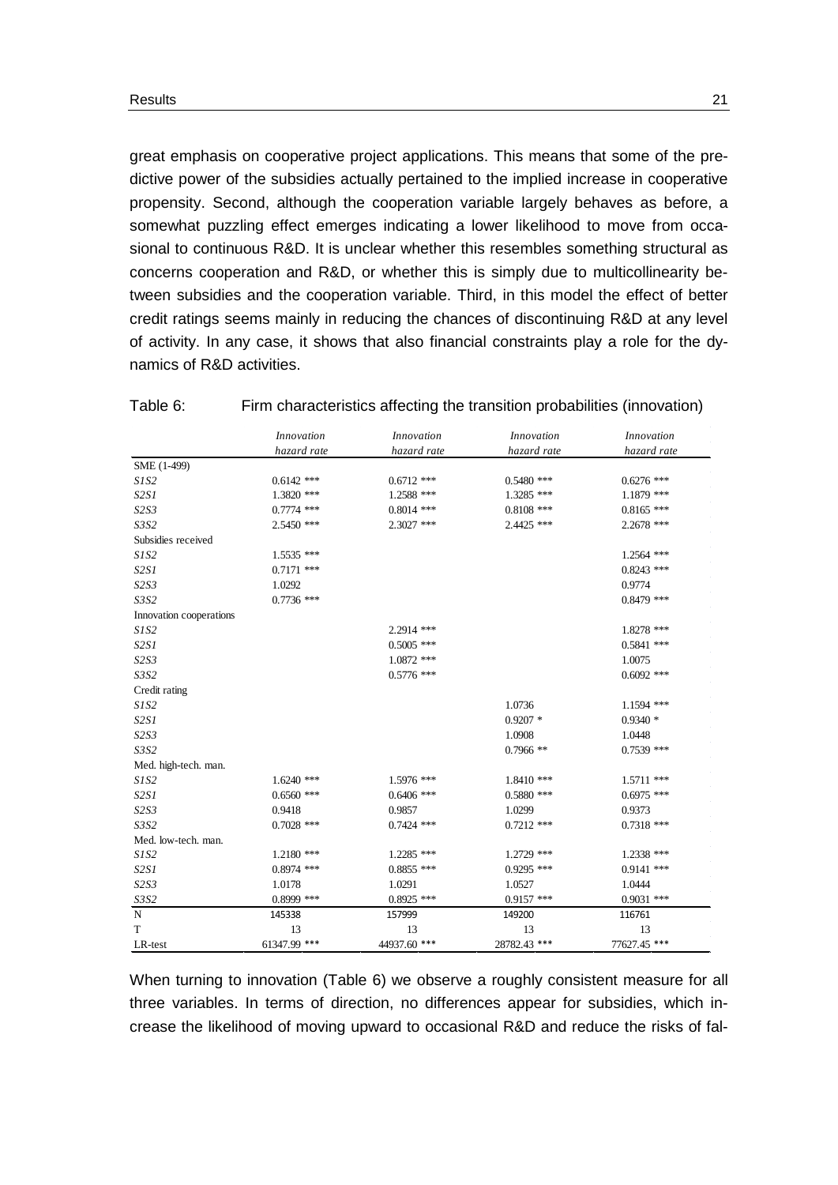great emphasis on cooperative project applications. This means that some of the predictive power of the subsidies actually pertained to the implied increase in cooperative propensity. Second, although the cooperation variable largely behaves as before, a somewhat puzzling effect emerges indicating a lower likelihood to move from occasional to continuous R&D. It is unclear whether this resembles something structural as concerns cooperation and R&D, or whether this is simply due to multicollinearity between subsidies and the cooperation variable. Third, in this model the effect of better credit ratings seems mainly in reducing the chances of discontinuing R&D at any level of activity. In any case, it shows that also financial constraints play a role for the dynamics of R&D activities.

Table 6: Firm characteristics affecting the transition probabilities (innovation)

| | *Innovation hazard rate* | *Innovation hazard rate* | *Innovation hazard rate* | *Innovation hazard rate* |
|---|---|---|---|---|
| SME (1-499) | | | | |
| *S1S2* | 0.6142 *** | 0.6712 *** | 0.5480 *** | 0.6276 *** |
| *S2S1* | 1.3820 *** | 1.2588 *** | 1.3285 *** | 1.1879 *** |
| *S2S3* | 0.7774 *** | 0.8014 *** | 0.8108 *** | 0.8165 *** |
| *S3S2* | 2.5450 *** | 2.3027 *** | 2.4425 *** | 2.2678 *** |
| Subsidies received | | | | |
| *S1S2* | 1.5535 *** | | | 1.2564 *** |
| *S2S1* | 0.7171 *** | | | 0.8243 *** |
| *S2S3* | 1.0292 | | | 0.9774 |
| *S3S2* | 0.7736 *** | | | 0.8479 *** |
| Innovation cooperations | | | | |
| *S1S2* | | 2.2914 *** | | 1.8278 *** |
| *S2S1* | | 0.5005 *** | | 0.5841 *** |
| *S2S3* | | 1.0872 *** | | 1.0075 |
| *S3S2* | | 0.5776 *** | | 0.6092 *** |
| Credit rating | | | | |
| *S1S2* | | | 1.0736 | 1.1594 *** |
| *S2S1* | | | 0.9207 * | 0.9340 * |
| *S2S3* | | | 1.0908 | 1.0448 |
| *S3S2* | | | 0.7966 ** | 0.7539 *** |
| Med. high-tech. man. | | | | |
| *S1S2* | 1.6240 *** | 1.5976 *** | 1.8410 *** | 1.5711 *** |
| *S2S1* | 0.6560 *** | 0.6406 *** | 0.5880 *** | 0.6975 *** |
| *S2S3* | 0.9418 | 0.9857 | 1.0299 | 0.9373 |
| *S3S2* | 0.7028 *** | 0.7424 *** | 0.7212 *** | 0.7318 *** |
| Med. low-tech. man. | | | | |
| *S1S2* | 1.2180 *** | 1.2285 *** | 1.2729 *** | 1.2338 *** |
| *S2S1* | 0.8974 *** | 0.8855 *** | 0.9295 *** | 0.9141 *** |
| *S2S3* | 1.0178 | 1.0291 | 1.0527 | 1.0444 |
| *S3S2* | 0.8999 *** | 0.8925 *** | 0.9157 *** | 0.9031 *** |
| N | 145338 | 157999 | 149200 | 116761 |
| T | 13 | 13 | 13 | 13 |
| LR-test | 61347.99 *** | 44937.60 *** | 28782.43 *** | 77627.45 *** |

When turning to innovation (Table 6) we observe a roughly consistent measure for all three variables. In terms of direction, no differences appear for subsidies, which increase the likelihood of moving upward to occasional R&D and reduce the risks of fal-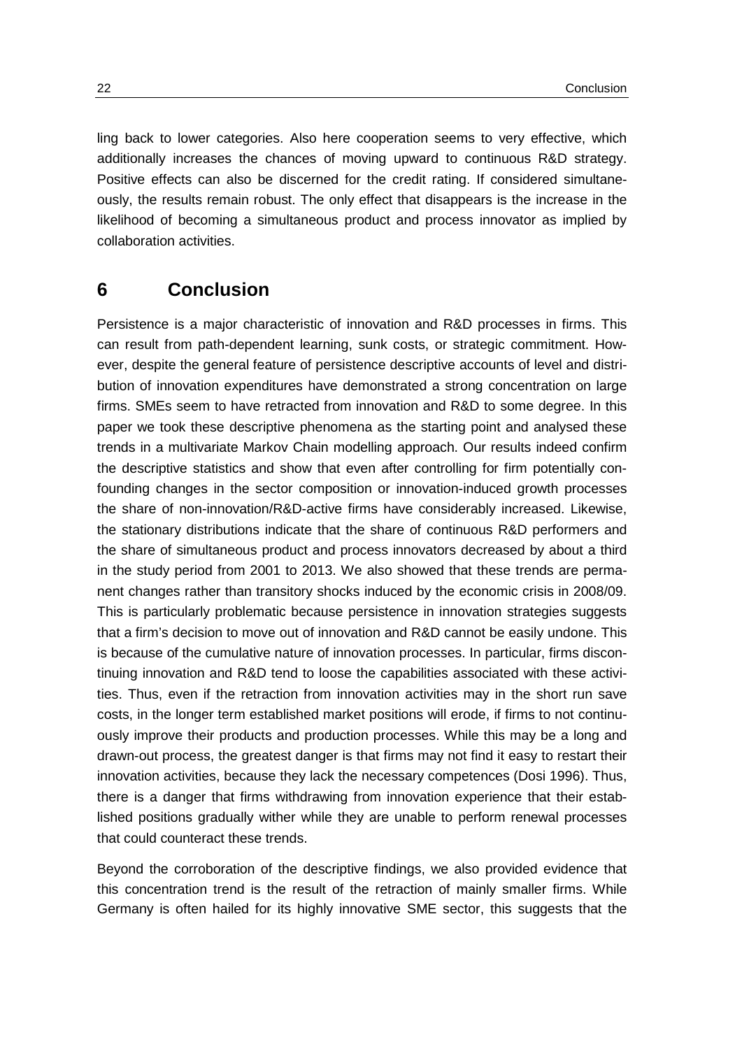ling back to lower categories. Also here cooperation seems to very effective, which additionally increases the chances of moving upward to continuous R&D strategy. Positive effects can also be discerned for the credit rating. If considered simultaneously, the results remain robust. The only effect that disappears is the increase in the likelihood of becoming a simultaneous product and process innovator as implied by collaboration activities.

# 6 Conclusion

Persistence is a major characteristic of innovation and R&D processes in firms. This can result from path-dependent learning, sunk costs, or strategic commitment. However, despite the general feature of persistence descriptive accounts of level and distribution of innovation expenditures have demonstrated a strong concentration on large firms. SMEs seem to have retracted from innovation and R&D to some degree. In this paper we took these descriptive phenomena as the starting point and analysed these trends in a multivariate Markov Chain modelling approach. Our results indeed confirm the descriptive statistics and show that even after controlling for firm potentially confounding changes in the sector composition or innovation-induced growth processes the share of non-innovation/R&D-active firms have considerably increased. Likewise, the stationary distributions indicate that the share of continuous R&D performers and the share of simultaneous product and process innovators decreased by about a third in the study period from 2001 to 2013. We also showed that these trends are permanent changes rather than transitory shocks induced by the economic crisis in 2008/09. This is particularly problematic because persistence in innovation strategies suggests that a firm's decision to move out of innovation and R&D cannot be easily undone. This is because of the cumulative nature of innovation processes. In particular, firms discontinuing innovation and R&D tend to loose the capabilities associated with these activities. Thus, even if the retraction from innovation activities may in the short run save costs, in the longer term established market positions will erode, if firms to not continuously improve their products and production processes. While this may be a long and drawn-out process, the greatest danger is that firms may not find it easy to restart their innovation activities, because they lack the necessary competences (Dosi 1996). Thus, there is a danger that firms withdrawing from innovation experience that their established positions gradually wither while they are unable to perform renewal processes that could counteract these trends.

Beyond the corroboration of the descriptive findings, we also provided evidence that this concentration trend is the result of the retraction of mainly smaller firms. While Germany is often hailed for its highly innovative SME sector, this suggests that the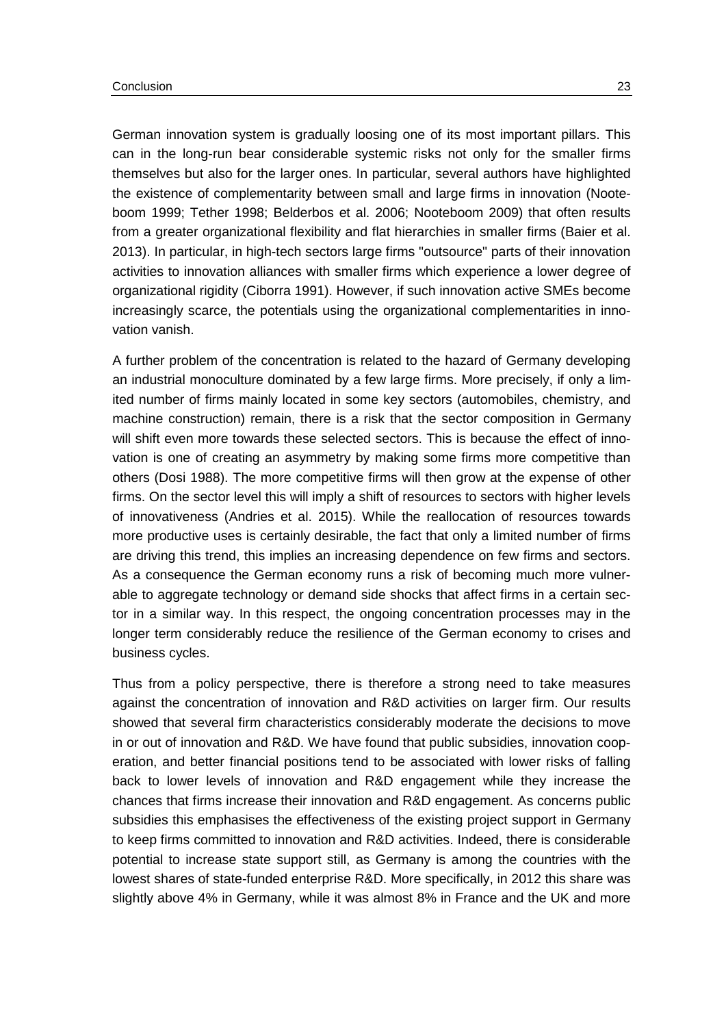German innovation system is gradually loosing one of its most important pillars. This can in the long-run bear considerable systemic risks not only for the smaller firms themselves but also for the larger ones. In particular, several authors have highlighted the existence of complementarity between small and large firms in innovation (Nooteboom 1999; Tether 1998; Belderbos et al. 2006; Nooteboom 2009) that often results from a greater organizational flexibility and flat hierarchies in smaller firms (Baier et al. 2013). In particular, in high-tech sectors large firms "outsource" parts of their innovation activities to innovation alliances with smaller firms which experience a lower degree of organizational rigidity (Ciborra 1991). However, if such innovation active SMEs become increasingly scarce, the potentials using the organizational complementarities in innovation vanish.

A further problem of the concentration is related to the hazard of Germany developing an industrial monoculture dominated by a few large firms. More precisely, if only a limited number of firms mainly located in some key sectors (automobiles, chemistry, and machine construction) remain, there is a risk that the sector composition in Germany will shift even more towards these selected sectors. This is because the effect of innovation is one of creating an asymmetry by making some firms more competitive than others (Dosi 1988). The more competitive firms will then grow at the expense of other firms. On the sector level this will imply a shift of resources to sectors with higher levels of innovativeness (Andries et al. 2015). While the reallocation of resources towards more productive uses is certainly desirable, the fact that only a limited number of firms are driving this trend, this implies an increasing dependence on few firms and sectors. As a consequence the German economy runs a risk of becoming much more vulnerable to aggregate technology or demand side shocks that affect firms in a certain sector in a similar way. In this respect, the ongoing concentration processes may in the longer term considerably reduce the resilience of the German economy to crises and business cycles.

Thus from a policy perspective, there is therefore a strong need to take measures against the concentration of innovation and R&D activities on larger firm. Our results showed that several firm characteristics considerably moderate the decisions to move in or out of innovation and R&D. We have found that public subsidies, innovation cooperation, and better financial positions tend to be associated with lower risks of falling back to lower levels of innovation and R&D engagement while they increase the chances that firms increase their innovation and R&D engagement. As concerns public subsidies this emphasises the effectiveness of the existing project support in Germany to keep firms committed to innovation and R&D activities. Indeed, there is considerable potential to increase state support still, as Germany is among the countries with the lowest shares of state-funded enterprise R&D. More specifically, in 2012 this share was slightly above 4% in Germany, while it was almost 8% in France and the UK and more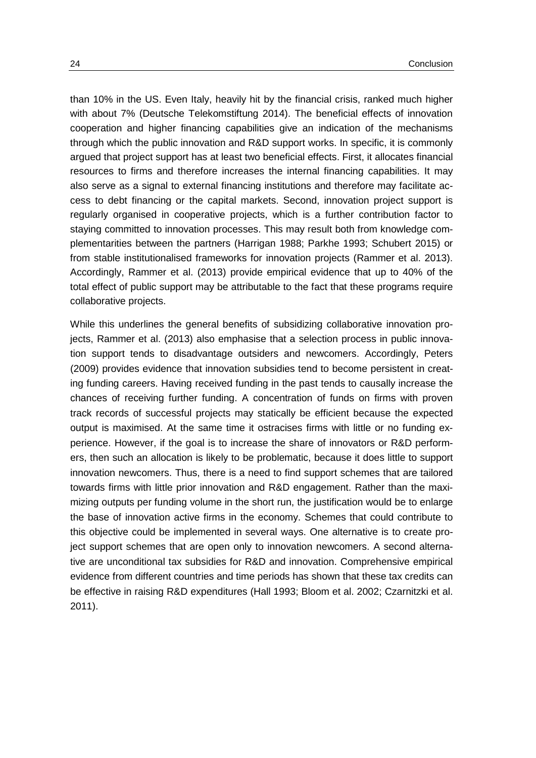than 10% in the US. Even Italy, heavily hit by the financial crisis, ranked much higher with about 7% (Deutsche Telekomstiftung 2014). The beneficial effects of innovation cooperation and higher financing capabilities give an indication of the mechanisms through which the public innovation and R&D support works. In specific, it is commonly argued that project support has at least two beneficial effects. First, it allocates financial resources to firms and therefore increases the internal financing capabilities. It may also serve as a signal to external financing institutions and therefore may facilitate access to debt financing or the capital markets. Second, innovation project support is regularly organised in cooperative projects, which is a further contribution factor to staying committed to innovation processes. This may result both from knowledge complementarities between the partners (Harrigan 1988; Parkhe 1993; Schubert 2015) or from stable institutionalised frameworks for innovation projects (Rammer et al. 2013). Accordingly, Rammer et al. (2013) provide empirical evidence that up to 40% of the total effect of public support may be attributable to the fact that these programs require collaborative projects.

While this underlines the general benefits of subsidizing collaborative innovation projects, Rammer et al. (2013) also emphasise that a selection process in public innovation support tends to disadvantage outsiders and newcomers. Accordingly, Peters (2009) provides evidence that innovation subsidies tend to become persistent in creating funding careers. Having received funding in the past tends to causally increase the chances of receiving further funding. A concentration of funds on firms with proven track records of successful projects may statically be efficient because the expected output is maximised. At the same time it ostracises firms with little or no funding experience. However, if the goal is to increase the share of innovators or R&D performers, then such an allocation is likely to be problematic, because it does little to support innovation newcomers. Thus, there is a need to find support schemes that are tailored towards firms with little prior innovation and R&D engagement. Rather than the maximizing outputs per funding volume in the short run, the justification would be to enlarge the base of innovation active firms in the economy. Schemes that could contribute to this objective could be implemented in several ways. One alternative is to create project support schemes that are open only to innovation newcomers. A second alternative are unconditional tax subsidies for R&D and innovation. Comprehensive empirical evidence from different countries and time periods has shown that these tax credits can be effective in raising R&D expenditures (Hall 1993; Bloom et al. 2002; Czarnitzki et al. 2011).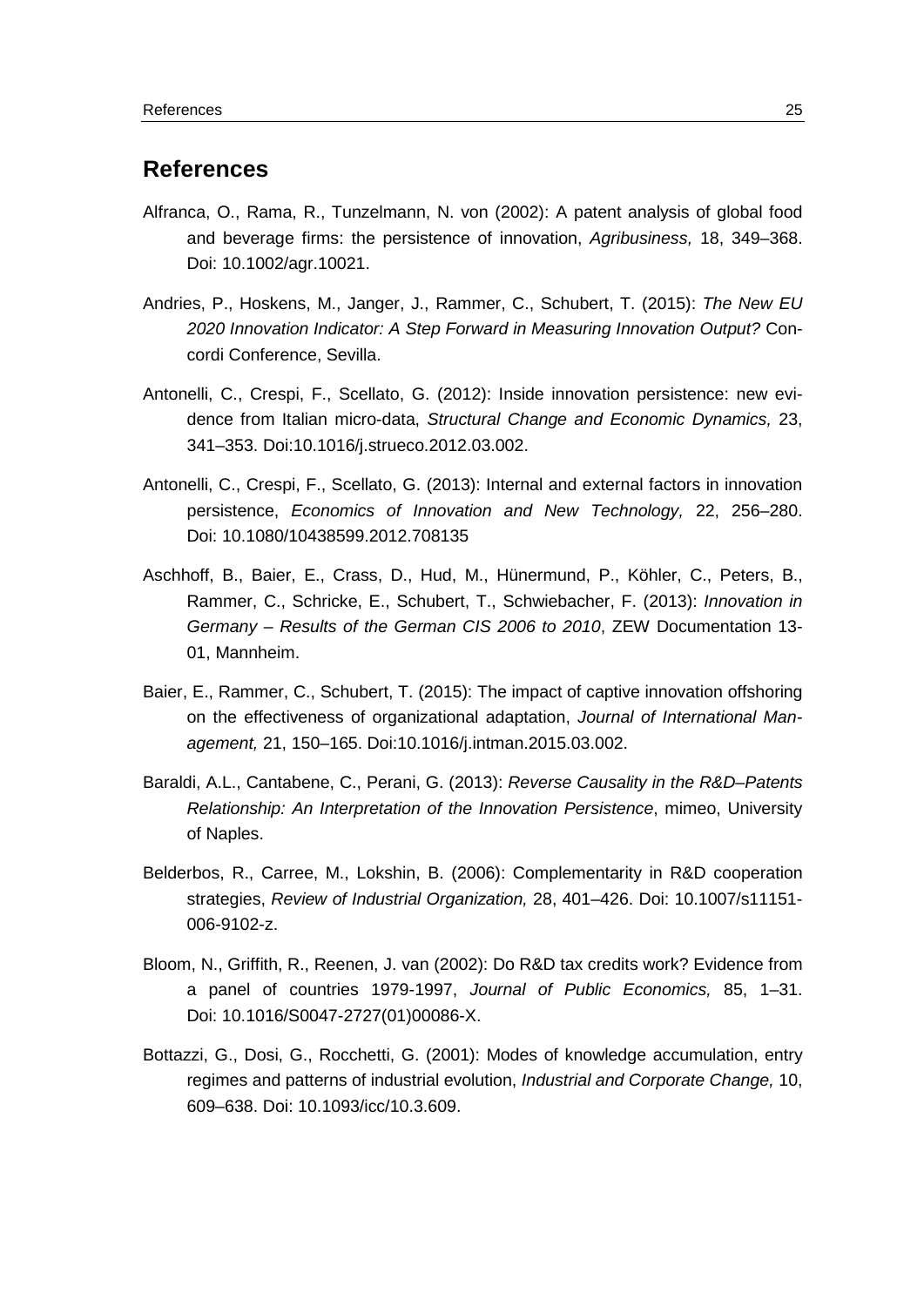## References

Alfranca, O., Rama, R., Tunzelmann, N. von (2002): A patent analysis of global food and beverage firms: the persistence of innovation, *Agribusiness,* 18, 349–368. Doi: 10.1002/agr.10021.

Andries, P., Hoskens, M., Janger, J., Rammer, C., Schubert, T. (2015): *The New EU 2020 Innovation Indicator: A Step Forward in Measuring Innovation Output?* Concordi Conference, Sevilla.

Antonelli, C., Crespi, F., Scellato, G. (2012): Inside innovation persistence: new evidence from Italian micro-data, *Structural Change and Economic Dynamics,* 23, 341–353. Doi:10.1016/j.strueco.2012.03.002.

Antonelli, C., Crespi, F., Scellato, G. (2013): Internal and external factors in innovation persistence, *Economics of Innovation and New Technology,* 22, 256–280. Doi: 10.1080/10438599.2012.708135

Aschhoff, B., Baier, E., Crass, D., Hud, M., Hünermund, P., Köhler, C., Peters, B., Rammer, C., Schricke, E., Schubert, T., Schwiebacher, F. (2013): *Innovation in Germany – Results of the German CIS 2006 to 2010*, ZEW Documentation 13-01, Mannheim.

Baier, E., Rammer, C., Schubert, T. (2015): The impact of captive innovation offshoring on the effectiveness of organizational adaptation, *Journal of International Management,* 21, 150–165. Doi:10.1016/j.intman.2015.03.002.

Baraldi, A.L., Cantabene, C., Perani, G. (2013): *Reverse Causality in the R&D–Patents Relationship: An Interpretation of the Innovation Persistence*, mimeo, University of Naples.

Belderbos, R., Carree, M., Lokshin, B. (2006): Complementarity in R&D cooperation strategies, *Review of Industrial Organization,* 28, 401–426. Doi: 10.1007/s11151-006-9102-z.

Bloom, N., Griffith, R., Reenen, J. van (2002): Do R&D tax credits work? Evidence from a panel of countries 1979-1997, *Journal of Public Economics,* 85, 1–31. Doi: 10.1016/S0047-2727(01)00086-X.

Bottazzi, G., Dosi, G., Rocchetti, G. (2001): Modes of knowledge accumulation, entry regimes and patterns of industrial evolution, *Industrial and Corporate Change,* 10, 609–638. Doi: 10.1093/icc/10.3.609.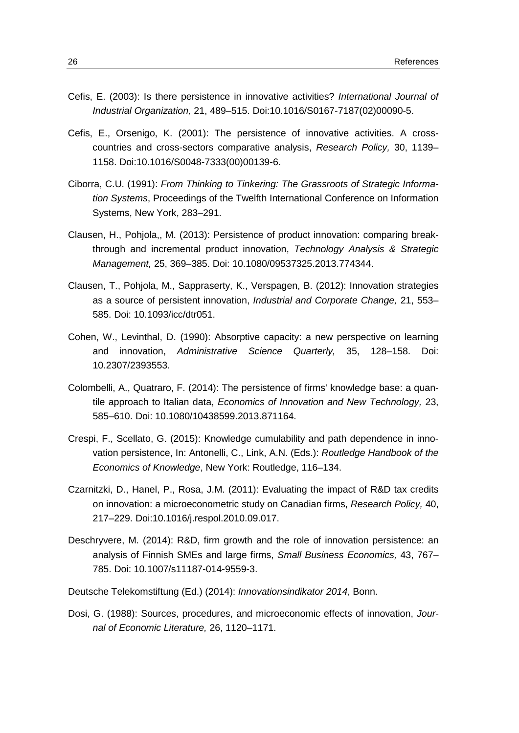Cefis, E. (2003): Is there persistence in innovative activities? *International Journal of Industrial Organization,* 21, 489–515. Doi:10.1016/S0167-7187(02)00090-5.

Cefis, E., Orsenigo, K. (2001): The persistence of innovative activities. A cross-countries and cross-sectors comparative analysis, *Research Policy,* 30, 1139–1158. Doi:10.1016/S0048-7333(00)00139-6.

Ciborra, C.U. (1991): *From Thinking to Tinkering: The Grassroots of Strategic Information Systems*, Proceedings of the Twelfth International Conference on Information Systems, New York, 283–291.

Clausen, H., Pohjola,, M. (2013): Persistence of product innovation: comparing breakthrough and incremental product innovation, *Technology Analysis & Strategic Management,* 25, 369–385. Doi: 10.1080/09537325.2013.774344.

Clausen, T., Pohjola, M., Sappraserty, K., Verspagen, B. (2012): Innovation strategies as a source of persistent innovation, *Industrial and Corporate Change,* 21, 553–585. Doi: 10.1093/icc/dtr051.

Cohen, W., Levinthal, D. (1990): Absorptive capacity: a new perspective on learning and innovation, *Administrative Science Quarterly,* 35, 128–158. Doi: 10.2307/2393553.

Colombelli, A., Quatraro, F. (2014): The persistence of firms' knowledge base: a quantile approach to Italian data, *Economics of Innovation and New Technology,* 23, 585–610. Doi: 10.1080/10438599.2013.871164.

Crespi, F., Scellato, G. (2015): Knowledge cumulability and path dependence in innovation persistence, In: Antonelli, C., Link, A.N. (Eds.): *Routledge Handbook of the Economics of Knowledge*, New York: Routledge, 116–134.

Czarnitzki, D., Hanel, P., Rosa, J.M. (2011): Evaluating the impact of R&D tax credits on innovation: a microeconometric study on Canadian firms, *Research Policy,* 40, 217–229. Doi:10.1016/j.respol.2010.09.017.

Deschryvere, M. (2014): R&D, firm growth and the role of innovation persistence: an analysis of Finnish SMEs and large firms, *Small Business Economics,* 43, 767–785. Doi: 10.1007/s11187-014-9559-3.

Deutsche Telekomstiftung (Ed.) (2014): *Innovationsindikator 2014*, Bonn.

Dosi, G. (1988): Sources, procedures, and microeconomic effects of innovation, *Journal of Economic Literature,* 26, 1120–1171.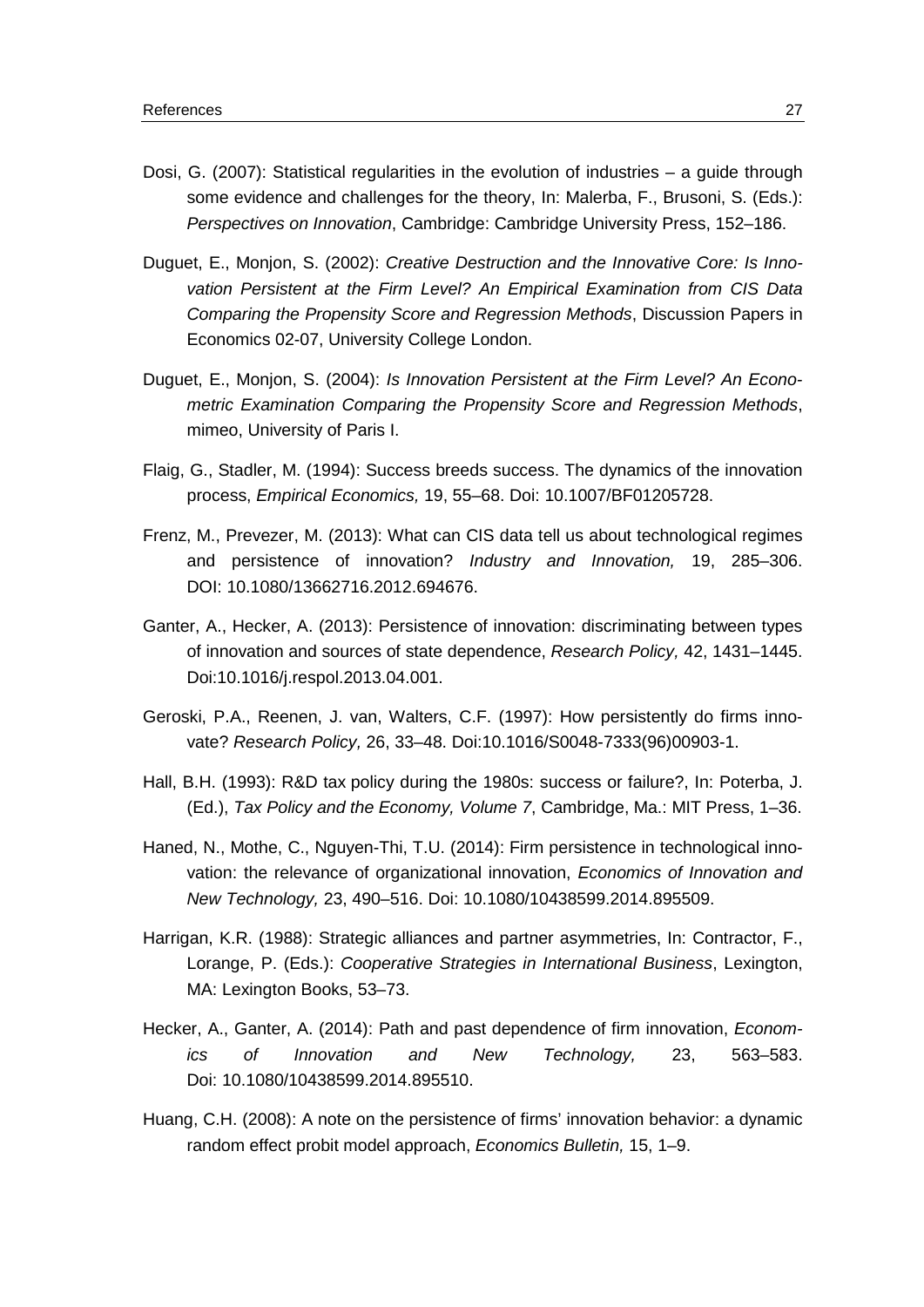Dosi, G. (2007): Statistical regularities in the evolution of industries – a guide through some evidence and challenges for the theory, In: Malerba, F., Brusoni, S. (Eds.): *Perspectives on Innovation*, Cambridge: Cambridge University Press, 152–186.

Duguet, E., Monjon, S. (2002): *Creative Destruction and the Innovative Core: Is Innovation Persistent at the Firm Level? An Empirical Examination from CIS Data Comparing the Propensity Score and Regression Methods*, Discussion Papers in Economics 02-07, University College London.

Duguet, E., Monjon, S. (2004): *Is Innovation Persistent at the Firm Level? An Econometric Examination Comparing the Propensity Score and Regression Methods*, mimeo, University of Paris I.

Flaig, G., Stadler, M. (1994): Success breeds success. The dynamics of the innovation process, *Empirical Economics,* 19, 55–68. Doi: 10.1007/BF01205728.

Frenz, M., Prevezer, M. (2013): What can CIS data tell us about technological regimes and persistence of innovation? *Industry and Innovation,* 19, 285–306. DOI: 10.1080/13662716.2012.694676.

Ganter, A., Hecker, A. (2013): Persistence of innovation: discriminating between types of innovation and sources of state dependence, *Research Policy,* 42, 1431–1445. Doi:10.1016/j.respol.2013.04.001.

Geroski, P.A., Reenen, J. van, Walters, C.F. (1997): How persistently do firms innovate? *Research Policy,* 26, 33–48. Doi:10.1016/S0048-7333(96)00903-1.

Hall, B.H. (1993): R&D tax policy during the 1980s: success or failure?, In: Poterba, J. (Ed.), *Tax Policy and the Economy, Volume 7*, Cambridge, Ma.: MIT Press, 1–36.

Haned, N., Mothe, C., Nguyen-Thi, T.U. (2014): Firm persistence in technological innovation: the relevance of organizational innovation, *Economics of Innovation and New Technology,* 23, 490–516. Doi: 10.1080/10438599.2014.895509.

Harrigan, K.R. (1988): Strategic alliances and partner asymmetries, In: Contractor, F., Lorange, P. (Eds.): *Cooperative Strategies in International Business*, Lexington, MA: Lexington Books, 53–73.

Hecker, A., Ganter, A. (2014): Path and past dependence of firm innovation, *Economics of Innovation and New Technology,* 23, 563–583. Doi: 10.1080/10438599.2014.895510.

Huang, C.H. (2008): A note on the persistence of firms' innovation behavior: a dynamic random effect probit model approach, *Economics Bulletin,* 15, 1–9.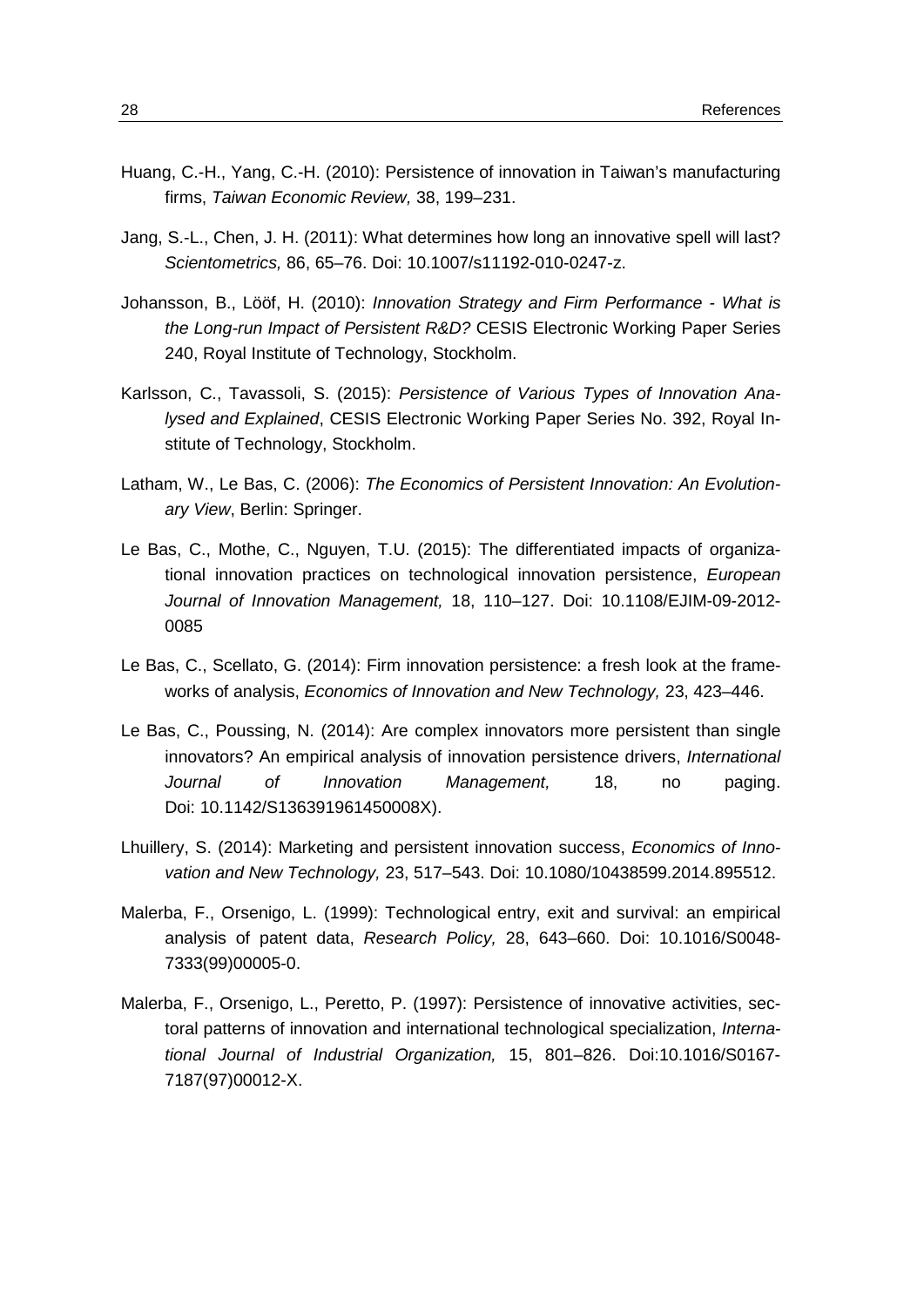Huang, C.-H., Yang, C.-H. (2010): Persistence of innovation in Taiwan's manufacturing firms, *Taiwan Economic Review,* 38, 199–231.

Jang, S.-L., Chen, J. H. (2011): What determines how long an innovative spell will last? *Scientometrics,* 86, 65–76. Doi: 10.1007/s11192-010-0247-z.

Johansson, B., Lööf, H. (2010): *Innovation Strategy and Firm Performance - What is the Long-run Impact of Persistent R&D?* CESIS Electronic Working Paper Series 240, Royal Institute of Technology, Stockholm.

Karlsson, C., Tavassoli, S. (2015): *Persistence of Various Types of Innovation Analysed and Explained*, CESIS Electronic Working Paper Series No. 392, Royal Institute of Technology, Stockholm.

Latham, W., Le Bas, C. (2006): *The Economics of Persistent Innovation: An Evolutionary View*, Berlin: Springer.

Le Bas, C., Mothe, C., Nguyen, T.U. (2015): The differentiated impacts of organizational innovation practices on technological innovation persistence, *European Journal of Innovation Management,* 18, 110–127. Doi: 10.1108/EJIM-09-2012-0085

Le Bas, C., Scellato, G. (2014): Firm innovation persistence: a fresh look at the frameworks of analysis, *Economics of Innovation and New Technology,* 23, 423–446.

Le Bas, C., Poussing, N. (2014): Are complex innovators more persistent than single innovators? An empirical analysis of innovation persistence drivers, *International Journal of Innovation Management,* 18, no paging. Doi: 10.1142/S136391961450008X).

Lhuillery, S. (2014): Marketing and persistent innovation success, *Economics of Innovation and New Technology,* 23, 517–543. Doi: 10.1080/10438599.2014.895512.

Malerba, F., Orsenigo, L. (1999): Technological entry, exit and survival: an empirical analysis of patent data, *Research Policy,* 28, 643–660. Doi: 10.1016/S0048-7333(99)00005-0.

Malerba, F., Orsenigo, L., Peretto, P. (1997): Persistence of innovative activities, sectoral patterns of innovation and international technological specialization, *International Journal of Industrial Organization,* 15, 801–826. Doi:10.1016/S0167-7187(97)00012-X.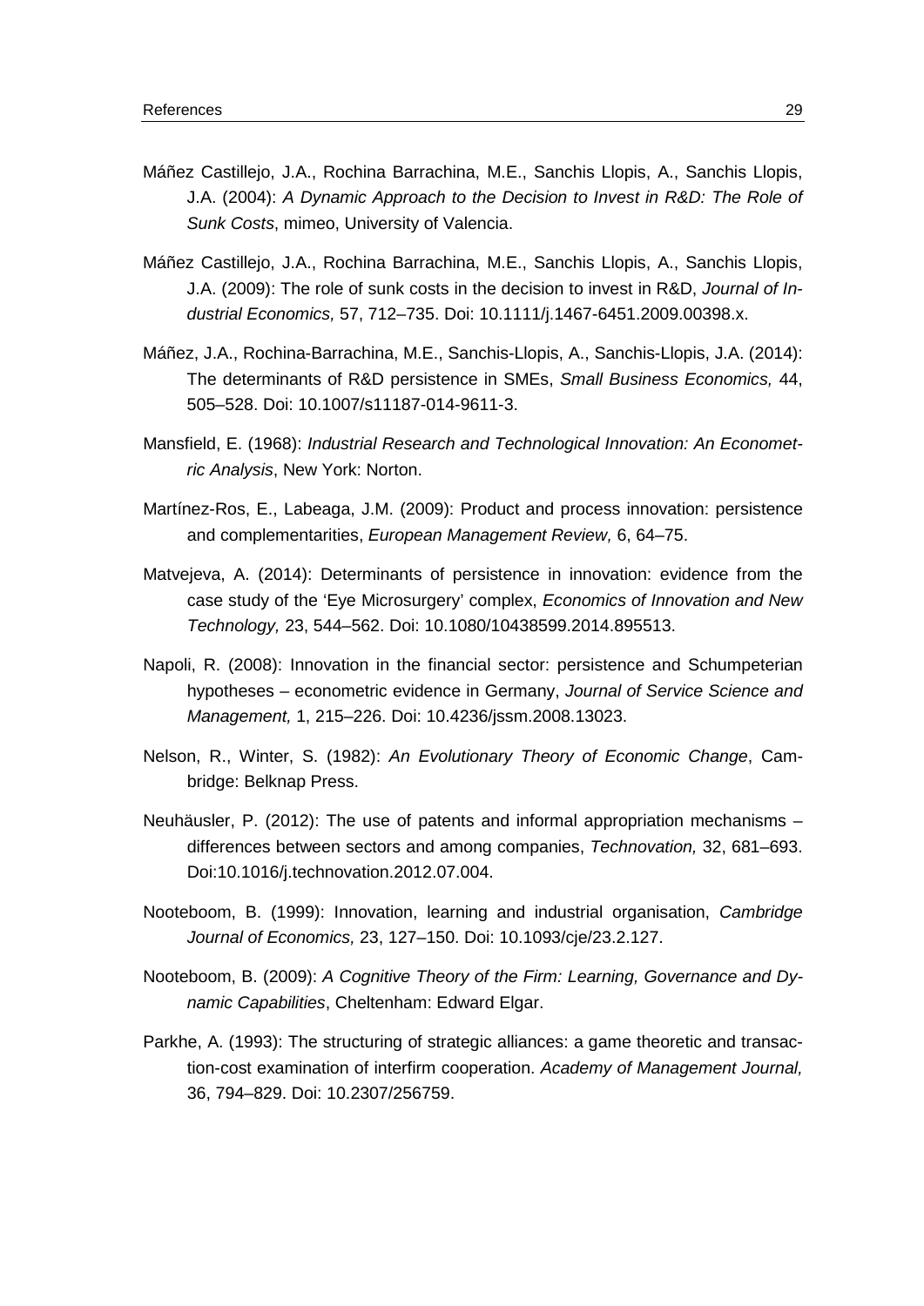Máñez Castillejo, J.A., Rochina Barrachina, M.E., Sanchis Llopis, A., Sanchis Llopis, J.A. (2004): *A Dynamic Approach to the Decision to Invest in R&D: The Role of Sunk Costs*, mimeo, University of Valencia.

Máñez Castillejo, J.A., Rochina Barrachina, M.E., Sanchis Llopis, A., Sanchis Llopis, J.A. (2009): The role of sunk costs in the decision to invest in R&D, *Journal of Industrial Economics,* 57, 712–735. Doi: 10.1111/j.1467-6451.2009.00398.x.

Máñez, J.A., Rochina-Barrachina, M.E., Sanchis-Llopis, A., Sanchis-Llopis, J.A. (2014): The determinants of R&D persistence in SMEs, *Small Business Economics,* 44, 505–528. Doi: 10.1007/s11187-014-9611-3.

Mansfield, E. (1968): *Industrial Research and Technological Innovation: An Econometric Analysis*, New York: Norton.

Martínez-Ros, E., Labeaga, J.M. (2009): Product and process innovation: persistence and complementarities, *European Management Review,* 6, 64–75.

Matvejeva, A. (2014): Determinants of persistence in innovation: evidence from the case study of the 'Eye Microsurgery' complex, *Economics of Innovation and New Technology,* 23, 544–562. Doi: 10.1080/10438599.2014.895513.

Napoli, R. (2008): Innovation in the financial sector: persistence and Schumpeterian hypotheses – econometric evidence in Germany, *Journal of Service Science and Management,* 1, 215–226. Doi: 10.4236/jssm.2008.13023.

Nelson, R., Winter, S. (1982): *An Evolutionary Theory of Economic Change*, Cambridge: Belknap Press.

Neuhäusler, P. (2012): The use of patents and informal appropriation mechanisms – differences between sectors and among companies, *Technovation,* 32, 681–693. Doi:10.1016/j.technovation.2012.07.004.

Nooteboom, B. (1999): Innovation, learning and industrial organisation, *Cambridge Journal of Economics,* 23, 127–150. Doi: 10.1093/cje/23.2.127.

Nooteboom, B. (2009): *A Cognitive Theory of the Firm: Learning, Governance and Dynamic Capabilities*, Cheltenham: Edward Elgar.

Parkhe, A. (1993): The structuring of strategic alliances: a game theoretic and transaction-cost examination of interfirm cooperation. *Academy of Management Journal,* 36, 794–829. Doi: 10.2307/256759.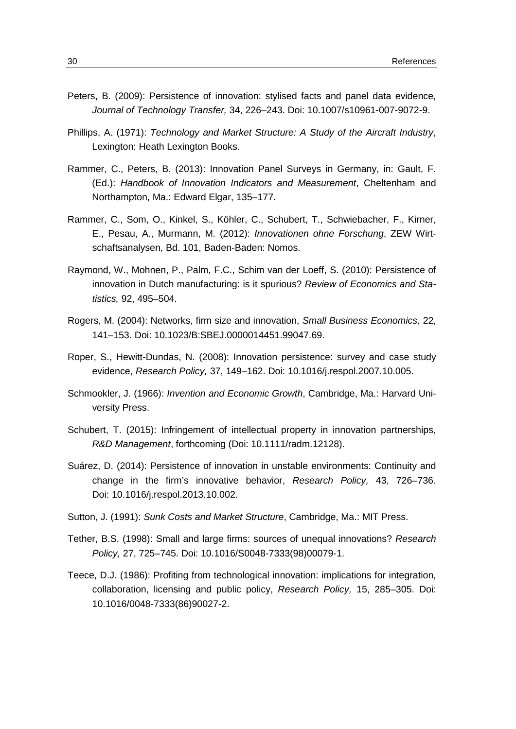Peters, B. (2009): Persistence of innovation: stylised facts and panel data evidence, *Journal of Technology Transfer,* 34, 226–243. Doi: 10.1007/s10961-007-9072-9.

Phillips, A. (1971): *Technology and Market Structure: A Study of the Aircraft Industry*, Lexington: Heath Lexington Books.

Rammer, C., Peters, B. (2013): Innovation Panel Surveys in Germany, in: Gault, F. (Ed.): *Handbook of Innovation Indicators and Measurement*, Cheltenham and Northampton, Ma.: Edward Elgar, 135–177.

Rammer, C., Som, O., Kinkel, S., Köhler, C., Schubert, T., Schwiebacher, F., Kirner, E., Pesau, A., Murmann, M. (2012): *Innovationen ohne Forschung*, ZEW Wirtschaftsanalysen, Bd. 101, Baden-Baden: Nomos.

Raymond, W., Mohnen, P., Palm, F.C., Schim van der Loeff, S. (2010): Persistence of innovation in Dutch manufacturing: is it spurious? *Review of Economics and Statistics,* 92, 495–504.

Rogers, M. (2004): Networks, firm size and innovation, *Small Business Economics,* 22, 141–153. Doi: 10.1023/B:SBEJ.0000014451.99047.69.

Roper, S., Hewitt-Dundas, N. (2008): Innovation persistence: survey and case study evidence, *Research Policy,* 37, 149–162. Doi: 10.1016/j.respol.2007.10.005.

Schmookler, J. (1966): *Invention and Economic Growth*, Cambridge, Ma.: Harvard University Press.

Schubert, T. (2015): Infringement of intellectual property in innovation partnerships, *R&D Management*, forthcoming (Doi: 10.1111/radm.12128).

Suárez, D. (2014): Persistence of innovation in unstable environments: Continuity and change in the firm's innovative behavior, *Research Policy,* 43, 726–736. Doi: 10.1016/j.respol.2013.10.002.

Sutton, J. (1991): *Sunk Costs and Market Structure*, Cambridge, Ma.: MIT Press.

Tether, B.S. (1998): Small and large firms: sources of unequal innovations? *Research Policy,* 27, 725–745. Doi: 10.1016/S0048-7333(98)00079-1.

Teece, D.J. (1986): Profiting from technological innovation: implications for integration, collaboration, licensing and public policy, *Research Policy,* 15, 285–305. Doi: 10.1016/0048-7333(86)90027-2.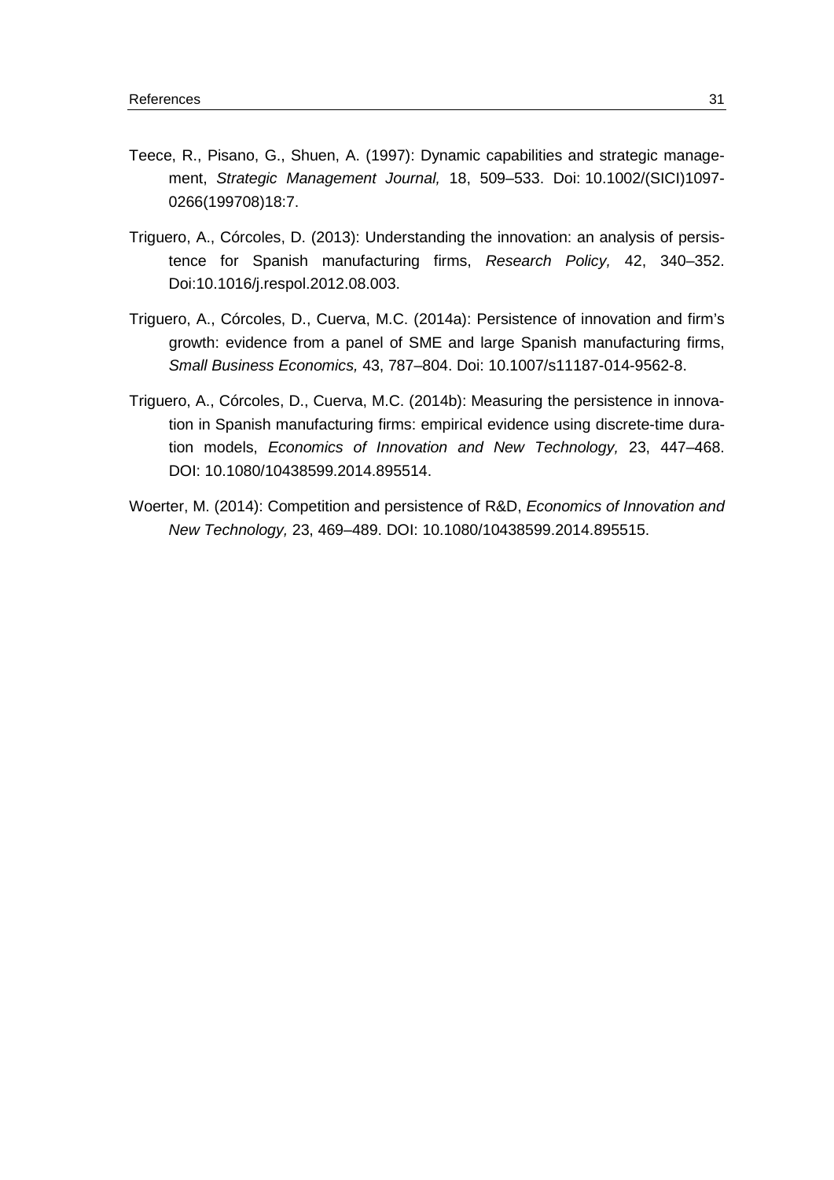Teece, R., Pisano, G., Shuen, A. (1997): Dynamic capabilities and strategic management, *Strategic Management Journal,* 18, 509–533. Doi: 10.1002/(SICI)1097-0266(199708)18:7.

Triguero, A., Córcoles, D. (2013): Understanding the innovation: an analysis of persistence for Spanish manufacturing firms, *Research Policy,* 42, 340–352. Doi:10.1016/j.respol.2012.08.003.

Triguero, A., Córcoles, D., Cuerva, M.C. (2014a): Persistence of innovation and firm's growth: evidence from a panel of SME and large Spanish manufacturing firms, *Small Business Economics,* 43, 787–804. Doi: 10.1007/s11187-014-9562-8.

Triguero, A., Córcoles, D., Cuerva, M.C. (2014b): Measuring the persistence in innovation in Spanish manufacturing firms: empirical evidence using discrete-time duration models, *Economics of Innovation and New Technology,* 23, 447–468. DOI: 10.1080/10438599.2014.895514.

Woerter, M. (2014): Competition and persistence of R&D, *Economics of Innovation and New Technology,* 23, 469–489. DOI: 10.1080/10438599.2014.895515.